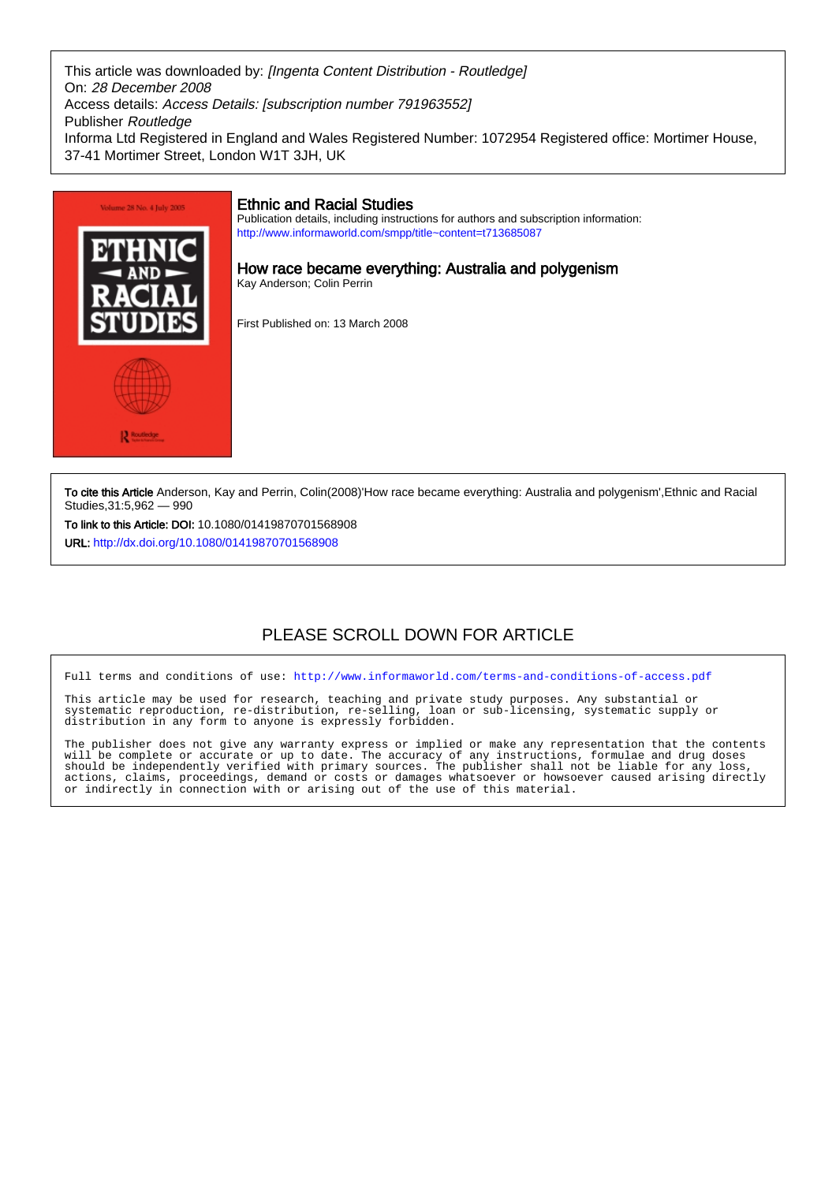This article was downloaded by: *[Ingenta Content Distribution - Routledge]*
On: *28 December 2008*
Access details: *Access Details: [subscription number 791963552]*
Publisher *Routledge*
Informa Ltd Registered in England and Wales Registered Number: 1072954 Registered office: Mortimer House, 37-41 Mortimer Street, London W1T 3JH, UK

## Ethnic and Racial Studies

Publication details, including instructions for authors and subscription information:
http://www.informaworld.com/smpp/title~content=t713685087

## How race became everything: Australia and polygenism

Kay Anderson; Colin Perrin

First Published on: 13 March 2008

**To cite this Article** Anderson, Kay and Perrin, Colin(2008)'How race became everything: Australia and polygenism',Ethnic and Racial Studies,31:5,962 — 990

**To link to this Article: DOI:** 10.1080/01419870701568908

**URL:** http://dx.doi.org/10.1080/01419870701568908

PLEASE SCROLL DOWN FOR ARTICLE

Full terms and conditions of use: http://www.informaworld.com/terms-and-conditions-of-access.pdf

This article may be used for research, teaching and private study purposes. Any substantial or systematic reproduction, re-distribution, re-selling, loan or sub-licensing, systematic supply or distribution in any form to anyone is expressly forbidden.

The publisher does not give any warranty express or implied or make any representation that the contents will be complete or accurate or up to date. The accuracy of any instructions, formulae and drug doses should be independently verified with primary sources. The publisher shall not be liable for any loss, actions, claims, proceedings, demand or costs or damages whatsoever or howsoever caused arising directly or indirectly in connection with or arising out of the use of this material.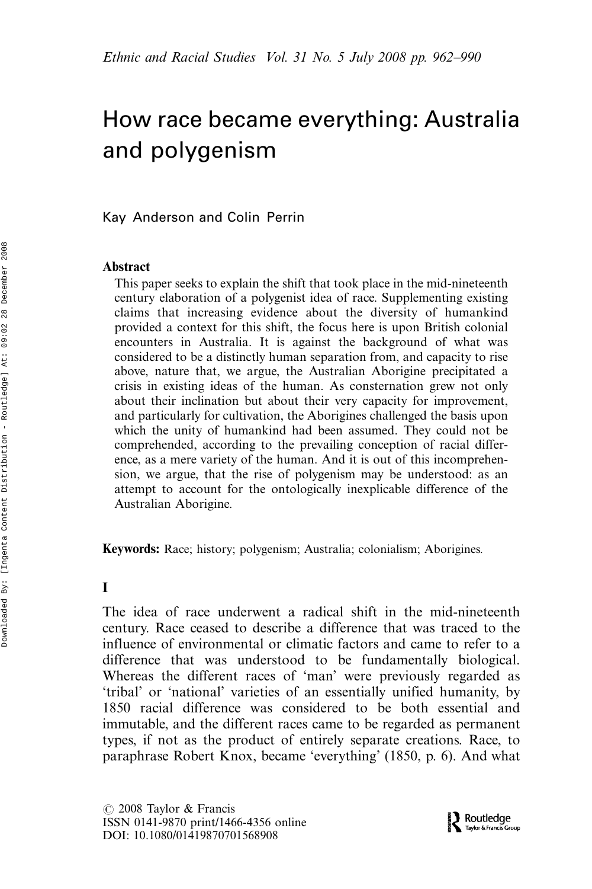# How race became everything: Australia and polygenism

Kay Anderson and Colin Perrin

## Abstract

This paper seeks to explain the shift that took place in the mid-nineteenth century elaboration of a polygenist idea of race. Supplementing existing claims that increasing evidence about the diversity of humankind provided a context for this shift, the focus here is upon British colonial encounters in Australia. It is against the background of what was considered to be a distinctly human separation from, and capacity to rise above, nature that, we argue, the Australian Aborigine precipitated a crisis in existing ideas of the human. As consternation grew not only about their inclination but about their very capacity for improvement, and particularly for cultivation, the Aborigines challenged the basis upon which the unity of humankind had been assumed. They could not be comprehended, according to the prevailing conception of racial difference, as a mere variety of the human. And it is out of this incomprehension, we argue, that the rise of polygenism may be understood: as an attempt to account for the ontologically inexplicable difference of the Australian Aborigine.

**Keywords:** Race; history; polygenism; Australia; colonialism; Aborigines.

## I

The idea of race underwent a radical shift in the mid-nineteenth century. Race ceased to describe a difference that was traced to the influence of environmental or climatic factors and came to refer to a difference that was understood to be fundamentally biological. Whereas the different races of 'man' were previously regarded as 'tribal' or 'national' varieties of an essentially unified humanity, by 1850 racial difference was considered to be both essential and immutable, and the different races came to be regarded as permanent types, if not as the product of entirely separate creations. Race, to paraphrase Robert Knox, became 'everything' (1850, p. 6). And what

© 2008 Taylor & Francis
ISSN 0141-9870 print/1466-4356 online
DOI: 10.1080/01419870701568908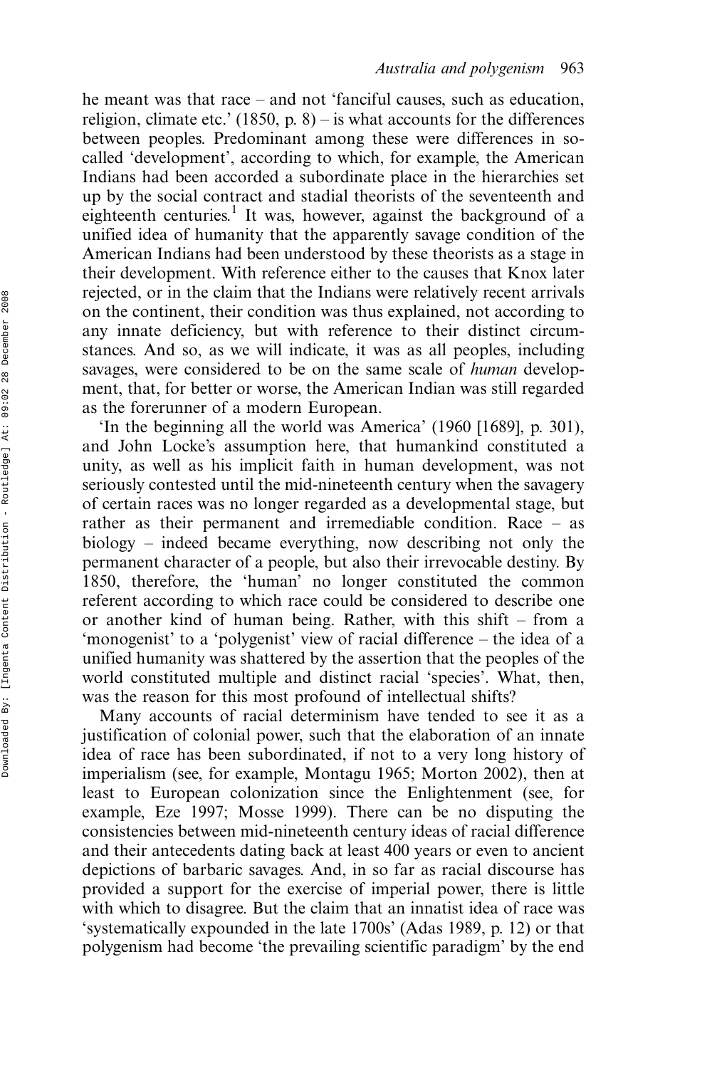he meant was that race – and not 'fanciful causes, such as education, religion, climate etc.' (1850, p. 8) – is what accounts for the differences between peoples. Predominant among these were differences in so-called 'development', according to which, for example, the American Indians had been accorded a subordinate place in the hierarchies set up by the social contract and stadial theorists of the seventeenth and eighteenth centuries.[1] It was, however, against the background of a unified idea of humanity that the apparently savage condition of the American Indians had been understood by these theorists as a stage in their development. With reference either to the causes that Knox later rejected, or in the claim that the Indians were relatively recent arrivals on the continent, their condition was thus explained, not according to any innate deficiency, but with reference to their distinct circumstances. And so, as we will indicate, it was as all peoples, including savages, were considered to be on the same scale of *human* development, that, for better or worse, the American Indian was still regarded as the forerunner of a modern European.

'In the beginning all the world was America' (1960 [1689], p. 301), and John Locke's assumption here, that humankind constituted a unity, as well as his implicit faith in human development, was not seriously contested until the mid-nineteenth century when the savagery of certain races was no longer regarded as a developmental stage, but rather as their permanent and irremediable condition. Race – as biology – indeed became everything, now describing not only the permanent character of a people, but also their irrevocable destiny. By 1850, therefore, the 'human' no longer constituted the common referent according to which race could be considered to describe one or another kind of human being. Rather, with this shift – from a 'monogenist' to a 'polygenist' view of racial difference – the idea of a unified humanity was shattered by the assertion that the peoples of the world constituted multiple and distinct racial 'species'. What, then, was the reason for this most profound of intellectual shifts?

Many accounts of racial determinism have tended to see it as a justification of colonial power, such that the elaboration of an innate idea of race has been subordinated, if not to a very long history of imperialism (see, for example, Montagu 1965; Morton 2002), then at least to European colonization since the Enlightenment (see, for example, Eze 1997; Mosse 1999). There can be no disputing the consistencies between mid-nineteenth century ideas of racial difference and their antecedents dating back at least 400 years or even to ancient depictions of barbaric savages. And, in so far as racial discourse has provided a support for the exercise of imperial power, there is little with which to disagree. But the claim that an innatist idea of race was 'systematically expounded in the late 1700s' (Adas 1989, p. 12) or that polygenism had become 'the prevailing scientific paradigm' by the end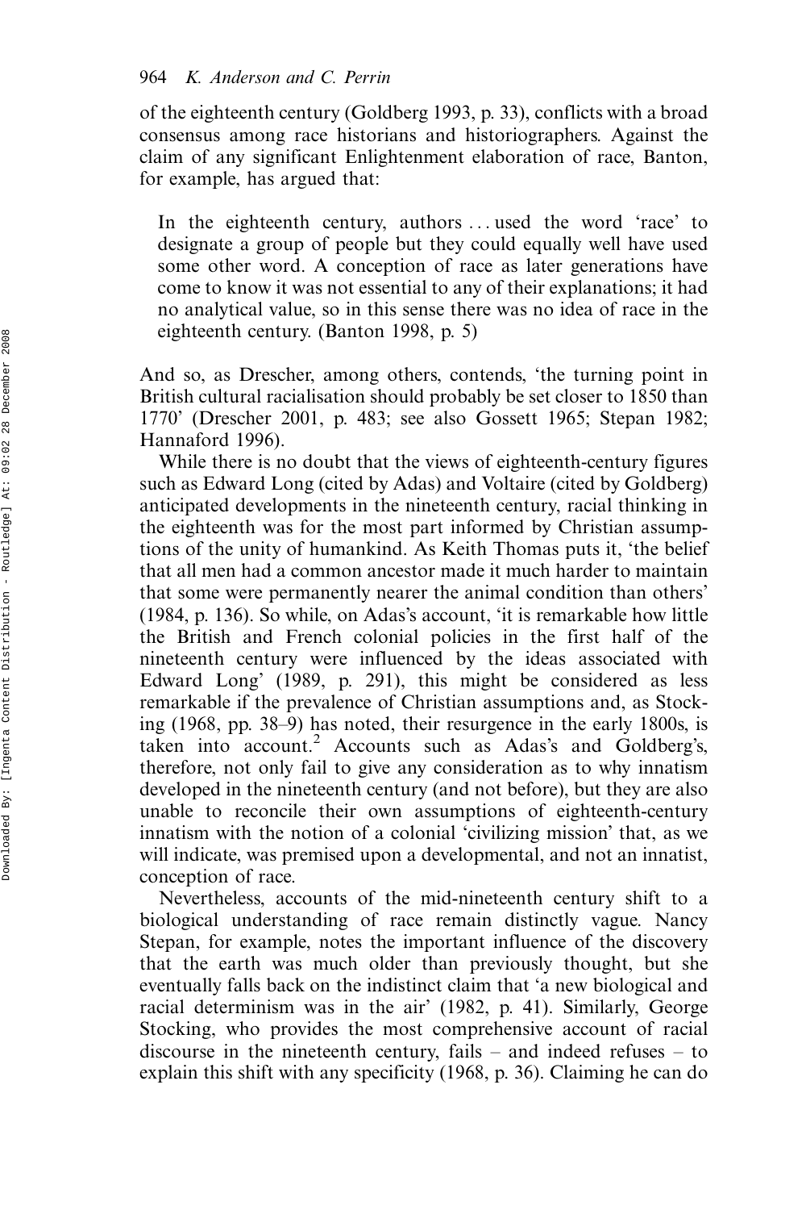of the eighteenth century (Goldberg 1993, p. 33), conflicts with a broad consensus among race historians and historiographers. Against the claim of any significant Enlightenment elaboration of race, Banton, for example, has argued that:

> In the eighteenth century, authors . . . used the word 'race' to designate a group of people but they could equally well have used some other word. A conception of race as later generations have come to know it was not essential to any of their explanations; it had no analytical value, so in this sense there was no idea of race in the eighteenth century. (Banton 1998, p. 5)

And so, as Drescher, among others, contends, 'the turning point in British cultural racialisation should probably be set closer to 1850 than 1770' (Drescher 2001, p. 483; see also Gossett 1965; Stepan 1982; Hannaford 1996).

While there is no doubt that the views of eighteenth-century figures such as Edward Long (cited by Adas) and Voltaire (cited by Goldberg) anticipated developments in the nineteenth century, racial thinking in the eighteenth was for the most part informed by Christian assumptions of the unity of humankind. As Keith Thomas puts it, 'the belief that all men had a common ancestor made it much harder to maintain that some were permanently nearer the animal condition than others' (1984, p. 136). So while, on Adas's account, 'it is remarkable how little the British and French colonial policies in the first half of the nineteenth century were influenced by the ideas associated with Edward Long' (1989, p. 291), this might be considered as less remarkable if the prevalence of Christian assumptions and, as Stocking (1968, pp. 38–9) has noted, their resurgence in the early 1800s, is taken into account.[2] Accounts such as Adas's and Goldberg's, therefore, not only fail to give any consideration as to why innatism developed in the nineteenth century (and not before), but they are also unable to reconcile their own assumptions of eighteenth-century innatism with the notion of a colonial 'civilizing mission' that, as we will indicate, was premised upon a developmental, and not an innatist, conception of race.

Nevertheless, accounts of the mid-nineteenth century shift to a biological understanding of race remain distinctly vague. Nancy Stepan, for example, notes the important influence of the discovery that the earth was much older than previously thought, but she eventually falls back on the indistinct claim that 'a new biological and racial determinism was in the air' (1982, p. 41). Similarly, George Stocking, who provides the most comprehensive account of racial discourse in the nineteenth century, fails – and indeed refuses – to explain this shift with any specificity (1968, p. 36). Claiming he can do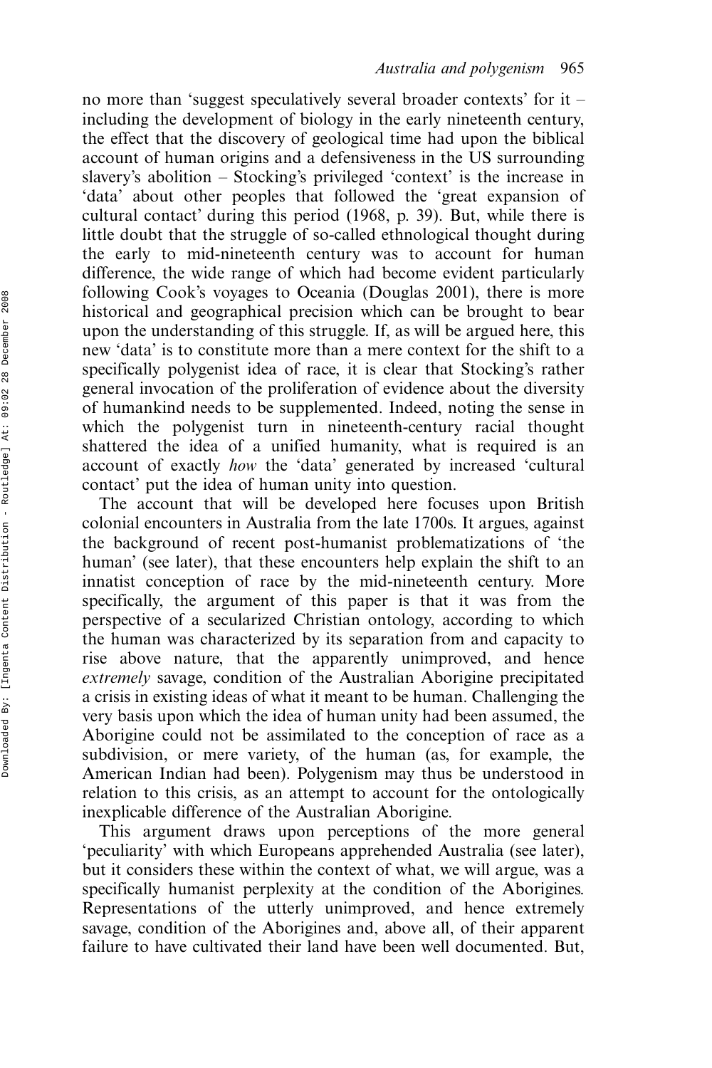no more than 'suggest speculatively several broader contexts' for it – including the development of biology in the early nineteenth century, the effect that the discovery of geological time had upon the biblical account of human origins and a defensiveness in the US surrounding slavery's abolition – Stocking's privileged 'context' is the increase in 'data' about other peoples that followed the 'great expansion of cultural contact' during this period (1968, p. 39). But, while there is little doubt that the struggle of so-called ethnological thought during the early to mid-nineteenth century was to account for human difference, the wide range of which had become evident particularly following Cook's voyages to Oceania (Douglas 2001), there is more historical and geographical precision which can be brought to bear upon the understanding of this struggle. If, as will be argued here, this new 'data' is to constitute more than a mere context for the shift to a specifically polygenist idea of race, it is clear that Stocking's rather general invocation of the proliferation of evidence about the diversity of humankind needs to be supplemented. Indeed, noting the sense in which the polygenist turn in nineteenth-century racial thought shattered the idea of a unified humanity, what is required is an account of exactly *how* the 'data' generated by increased 'cultural contact' put the idea of human unity into question.

The account that will be developed here focuses upon British colonial encounters in Australia from the late 1700s. It argues, against the background of recent post-humanist problematizations of 'the human' (see later), that these encounters help explain the shift to an innatist conception of race by the mid-nineteenth century. More specifically, the argument of this paper is that it was from the perspective of a secularized Christian ontology, according to which the human was characterized by its separation from and capacity to rise above nature, that the apparently unimproved, and hence *extremely* savage, condition of the Australian Aborigine precipitated a crisis in existing ideas of what it meant to be human. Challenging the very basis upon which the idea of human unity had been assumed, the Aborigine could not be assimilated to the conception of race as a subdivision, or mere variety, of the human (as, for example, the American Indian had been). Polygenism may thus be understood in relation to this crisis, as an attempt to account for the ontologically inexplicable difference of the Australian Aborigine.

This argument draws upon perceptions of the more general 'peculiarity' with which Europeans apprehended Australia (see later), but it considers these within the context of what, we will argue, was a specifically humanist perplexity at the condition of the Aborigines. Representations of the utterly unimproved, and hence extremely savage, condition of the Aborigines and, above all, of their apparent failure to have cultivated their land have been well documented. But,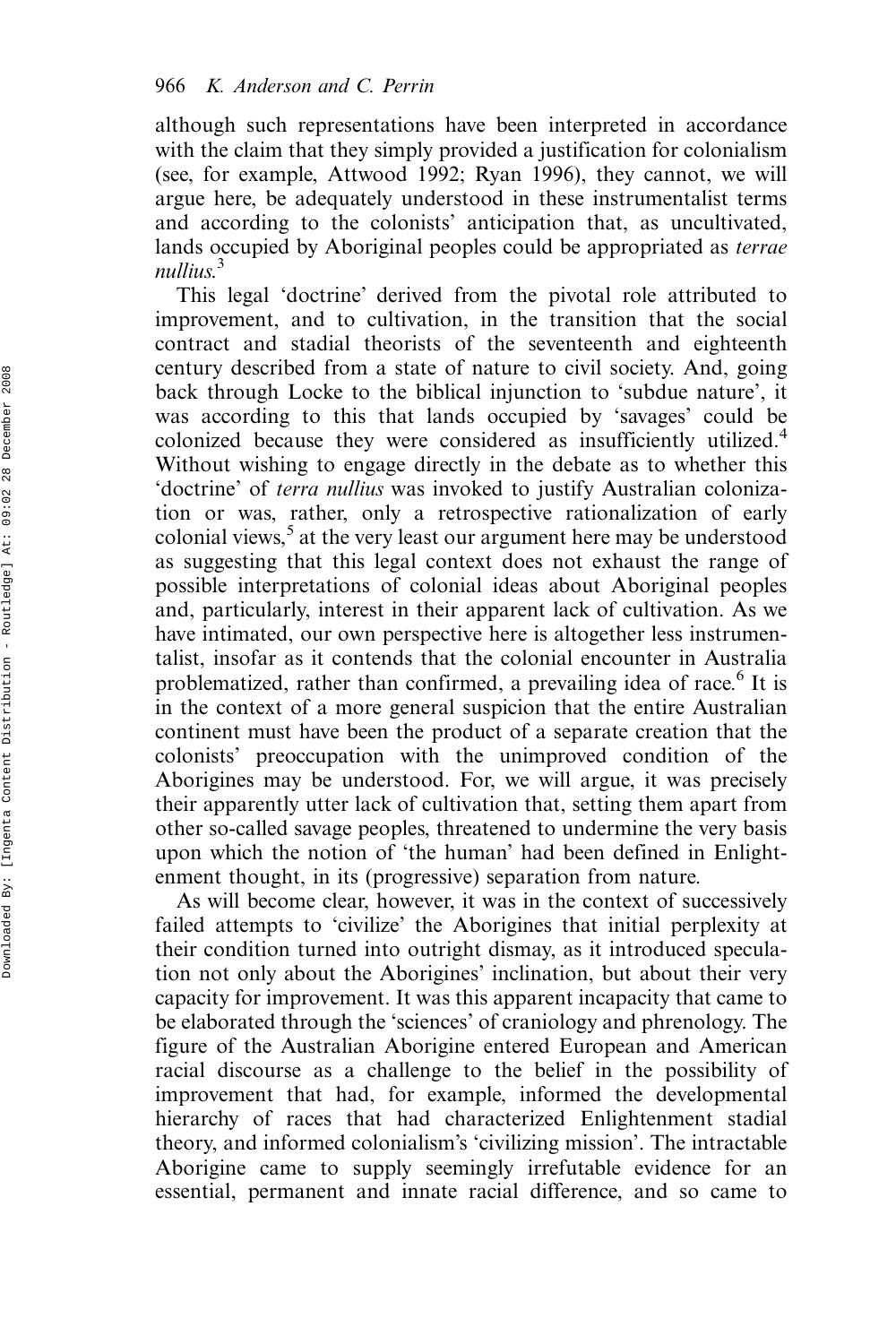although such representations have been interpreted in accordance with the claim that they simply provided a justification for colonialism (see, for example, Attwood 1992; Ryan 1996), they cannot, we will argue here, be adequately understood in these instrumentalist terms and according to the colonists' anticipation that, as uncultivated, lands occupied by Aboriginal peoples could be appropriated as *terrae nullius*.[3]

This legal 'doctrine' derived from the pivotal role attributed to improvement, and to cultivation, in the transition that the social contract and stadial theorists of the seventeenth and eighteenth century described from a state of nature to civil society. And, going back through Locke to the biblical injunction to 'subdue nature', it was according to this that lands occupied by 'savages' could be colonized because they were considered as insufficiently utilized.[4] Without wishing to engage directly in the debate as to whether this 'doctrine' of *terra nullius* was invoked to justify Australian colonization or was, rather, only a retrospective rationalization of early colonial views,[5] at the very least our argument here may be understood as suggesting that this legal context does not exhaust the range of possible interpretations of colonial ideas about Aboriginal peoples and, particularly, interest in their apparent lack of cultivation. As we have intimated, our own perspective here is altogether less instrumentalist, insofar as it contends that the colonial encounter in Australia problematized, rather than confirmed, a prevailing idea of race.[6] It is in the context of a more general suspicion that the entire Australian continent must have been the product of a separate creation that the colonists' preoccupation with the unimproved condition of the Aborigines may be understood. For, we will argue, it was precisely their apparently utter lack of cultivation that, setting them apart from other so-called savage peoples, threatened to undermine the very basis upon which the notion of 'the human' had been defined in Enlightenment thought, in its (progressive) separation from nature.

As will become clear, however, it was in the context of successively failed attempts to 'civilize' the Aborigines that initial perplexity at their condition turned into outright dismay, as it introduced speculation not only about the Aborigines' inclination, but about their very capacity for improvement. It was this apparent incapacity that came to be elaborated through the 'sciences' of craniology and phrenology. The figure of the Australian Aborigine entered European and American racial discourse as a challenge to the belief in the possibility of improvement that had, for example, informed the developmental hierarchy of races that had characterized Enlightenment stadial theory, and informed colonialism's 'civilizing mission'. The intractable Aborigine came to supply seemingly irrefutable evidence for an essential, permanent and innate racial difference, and so came to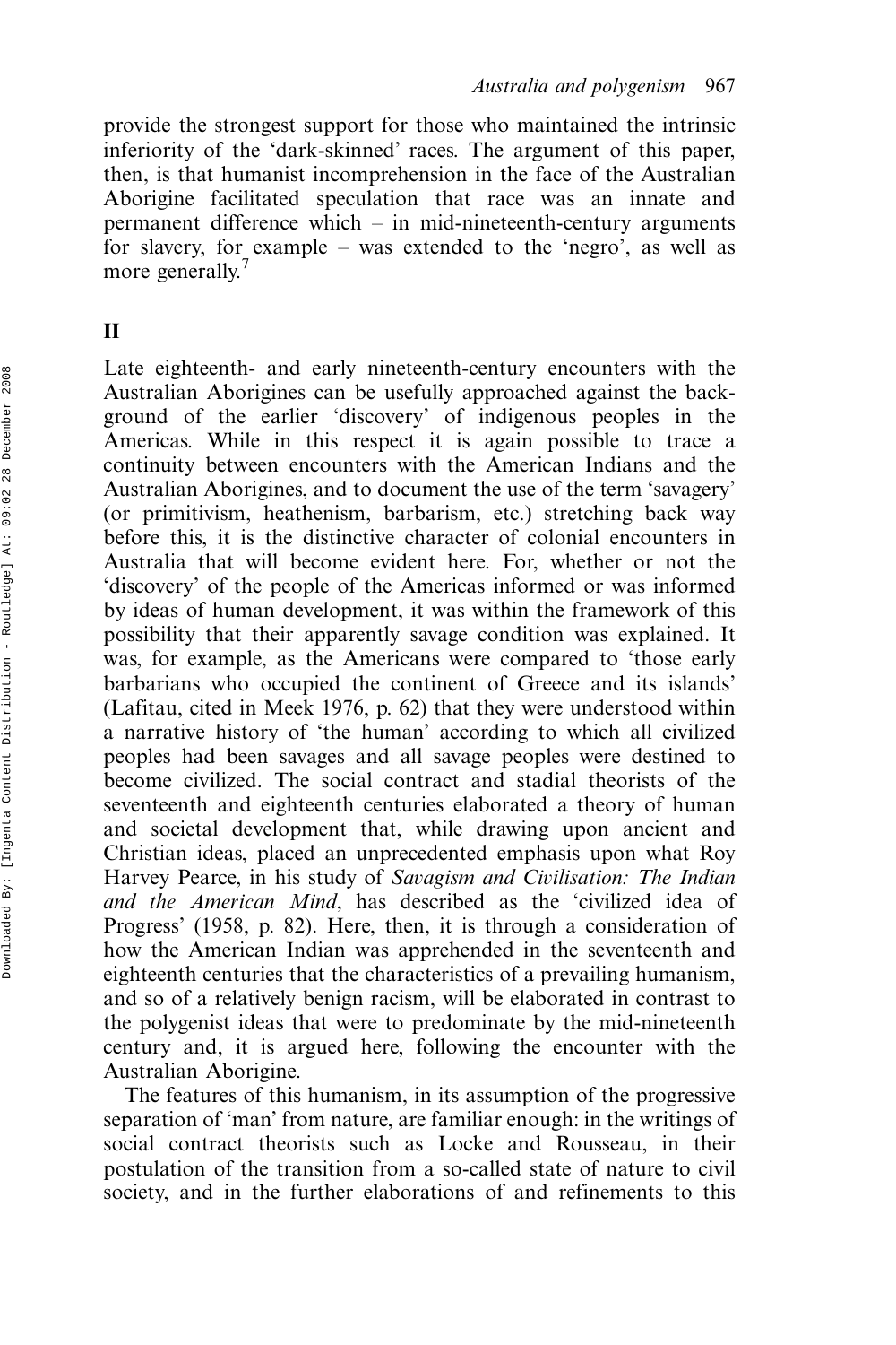provide the strongest support for those who maintained the intrinsic inferiority of the 'dark-skinned' races. The argument of this paper, then, is that humanist incomprehension in the face of the Australian Aborigine facilitated speculation that race was an innate and permanent difference which – in mid-nineteenth-century arguments for slavery, for example – was extended to the 'negro', as well as more generally.[7]

## II

Late eighteenth- and early nineteenth-century encounters with the Australian Aborigines can be usefully approached against the background of the earlier 'discovery' of indigenous peoples in the Americas. While in this respect it is again possible to trace a continuity between encounters with the American Indians and the Australian Aborigines, and to document the use of the term 'savagery' (or primitivism, heathenism, barbarism, etc.) stretching back way before this, it is the distinctive character of colonial encounters in Australia that will become evident here. For, whether or not the 'discovery' of the people of the Americas informed or was informed by ideas of human development, it was within the framework of this possibility that their apparently savage condition was explained. It was, for example, as the Americans were compared to 'those early barbarians who occupied the continent of Greece and its islands' (Lafitau, cited in Meek 1976, p. 62) that they were understood within a narrative history of 'the human' according to which all civilized peoples had been savages and all savage peoples were destined to become civilized. The social contract and stadial theorists of the seventeenth and eighteenth centuries elaborated a theory of human and societal development that, while drawing upon ancient and Christian ideas, placed an unprecedented emphasis upon what Roy Harvey Pearce, in his study of *Savagism and Civilisation: The Indian and the American Mind*, has described as the 'civilized idea of Progress' (1958, p. 82). Here, then, it is through a consideration of how the American Indian was apprehended in the seventeenth and eighteenth centuries that the characteristics of a prevailing humanism, and so of a relatively benign racism, will be elaborated in contrast to the polygenist ideas that were to predominate by the mid-nineteenth century and, it is argued here, following the encounter with the Australian Aborigine.

The features of this humanism, in its assumption of the progressive separation of 'man' from nature, are familiar enough: in the writings of social contract theorists such as Locke and Rousseau, in their postulation of the transition from a so-called state of nature to civil society, and in the further elaborations of and refinements to this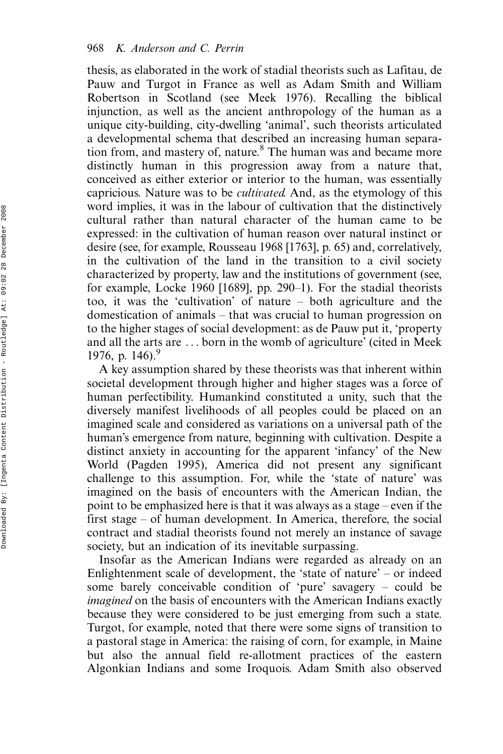thesis, as elaborated in the work of stadial theorists such as Lafitau, de Pauw and Turgot in France as well as Adam Smith and William Robertson in Scotland (see Meek 1976). Recalling the biblical injunction, as well as the ancient anthropology of the human as a unique city-building, city-dwelling 'animal', such theorists articulated a developmental schema that described an increasing human separation from, and mastery of, nature.[8] The human was and became more distinctly human in this progression away from a nature that, conceived as either exterior or interior to the human, was essentially capricious. Nature was to be *cultivated*. And, as the etymology of this word implies, it was in the labour of cultivation that the distinctively cultural rather than natural character of the human came to be expressed: in the cultivation of human reason over natural instinct or desire (see, for example, Rousseau 1968 [1763], p. 65) and, correlatively, in the cultivation of the land in the transition to a civil society characterized by property, law and the institutions of government (see, for example, Locke 1960 [1689], pp. 290–1). For the stadial theorists too, it was the 'cultivation' of nature – both agriculture and the domestication of animals – that was crucial to human progression on to the higher stages of social development: as de Pauw put it, 'property and all the arts are … born in the womb of agriculture' (cited in Meek 1976, p. 146).[9]

A key assumption shared by these theorists was that inherent within societal development through higher and higher stages was a force of human perfectibility. Humankind constituted a unity, such that the diversely manifest livelihoods of all peoples could be placed on an imagined scale and considered as variations on a universal path of the human's emergence from nature, beginning with cultivation. Despite a distinct anxiety in accounting for the apparent 'infancy' of the New World (Pagden 1995), America did not present any significant challenge to this assumption. For, while the 'state of nature' was imagined on the basis of encounters with the American Indian, the point to be emphasized here is that it was always as a stage – even if the first stage – of human development. In America, therefore, the social contract and stadial theorists found not merely an instance of savage society, but an indication of its inevitable surpassing.

Insofar as the American Indians were regarded as already on an Enlightenment scale of development, the 'state of nature' – or indeed some barely conceivable condition of 'pure' savagery – could be *imagined* on the basis of encounters with the American Indians exactly because they were considered to be just emerging from such a state. Turgot, for example, noted that there were some signs of transition to a pastoral stage in America: the raising of corn, for example, in Maine but also the annual field re-allotment practices of the eastern Algonkian Indians and some Iroquois. Adam Smith also observed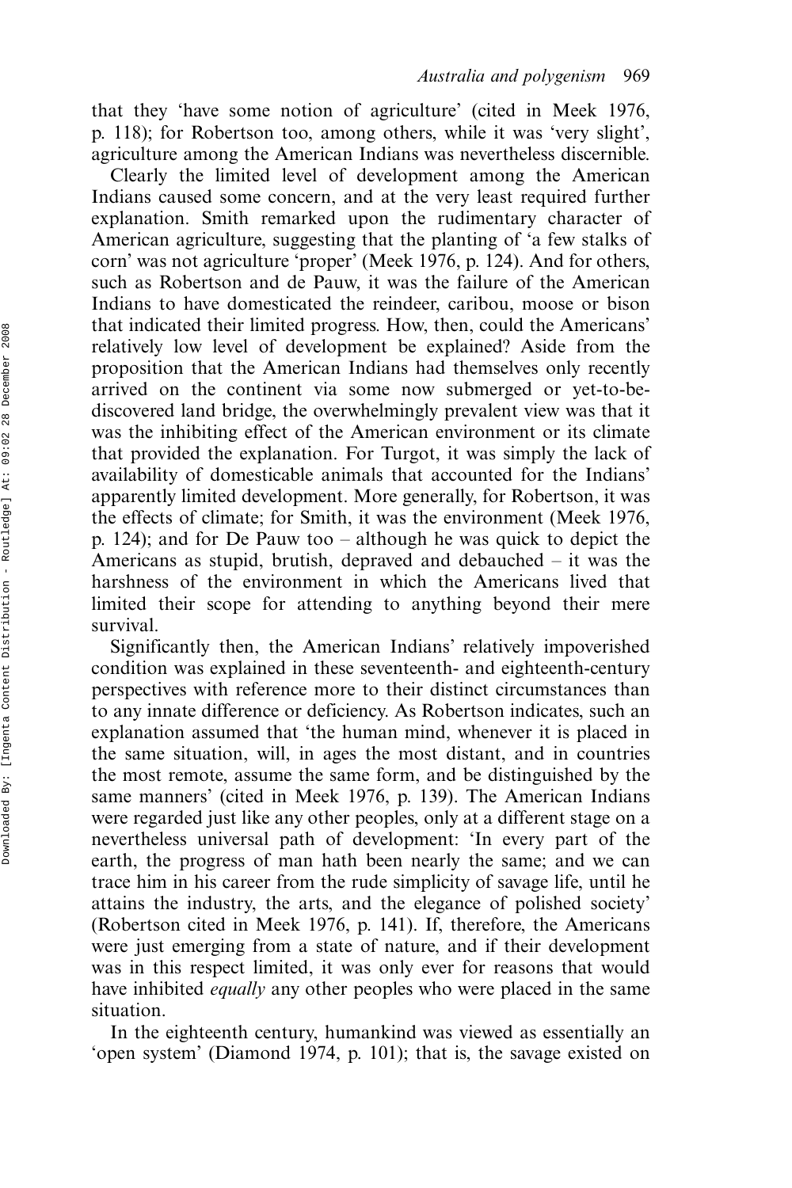that they 'have some notion of agriculture' (cited in Meek 1976, p. 118); for Robertson too, among others, while it was 'very slight', agriculture among the American Indians was nevertheless discernible.

Clearly the limited level of development among the American Indians caused some concern, and at the very least required further explanation. Smith remarked upon the rudimentary character of American agriculture, suggesting that the planting of 'a few stalks of corn' was not agriculture 'proper' (Meek 1976, p. 124). And for others, such as Robertson and de Pauw, it was the failure of the American Indians to have domesticated the reindeer, caribou, moose or bison that indicated their limited progress. How, then, could the Americans' relatively low level of development be explained? Aside from the proposition that the American Indians had themselves only recently arrived on the continent via some now submerged or yet-to-be-discovered land bridge, the overwhelmingly prevalent view was that it was the inhibiting effect of the American environment or its climate that provided the explanation. For Turgot, it was simply the lack of availability of domesticable animals that accounted for the Indians' apparently limited development. More generally, for Robertson, it was the effects of climate; for Smith, it was the environment (Meek 1976, p. 124); and for De Pauw too – although he was quick to depict the Americans as stupid, brutish, depraved and debauched – it was the harshness of the environment in which the Americans lived that limited their scope for attending to anything beyond their mere survival.

Significantly then, the American Indians' relatively impoverished condition was explained in these seventeenth- and eighteenth-century perspectives with reference more to their distinct circumstances than to any innate difference or deficiency. As Robertson indicates, such an explanation assumed that 'the human mind, whenever it is placed in the same situation, will, in ages the most distant, and in countries the most remote, assume the same form, and be distinguished by the same manners' (cited in Meek 1976, p. 139). The American Indians were regarded just like any other peoples, only at a different stage on a nevertheless universal path of development: 'In every part of the earth, the progress of man hath been nearly the same; and we can trace him in his career from the rude simplicity of savage life, until he attains the industry, the arts, and the elegance of polished society' (Robertson cited in Meek 1976, p. 141). If, therefore, the Americans were just emerging from a state of nature, and if their development was in this respect limited, it was only ever for reasons that would have inhibited *equally* any other peoples who were placed in the same situation.

In the eighteenth century, humankind was viewed as essentially an 'open system' (Diamond 1974, p. 101); that is, the savage existed on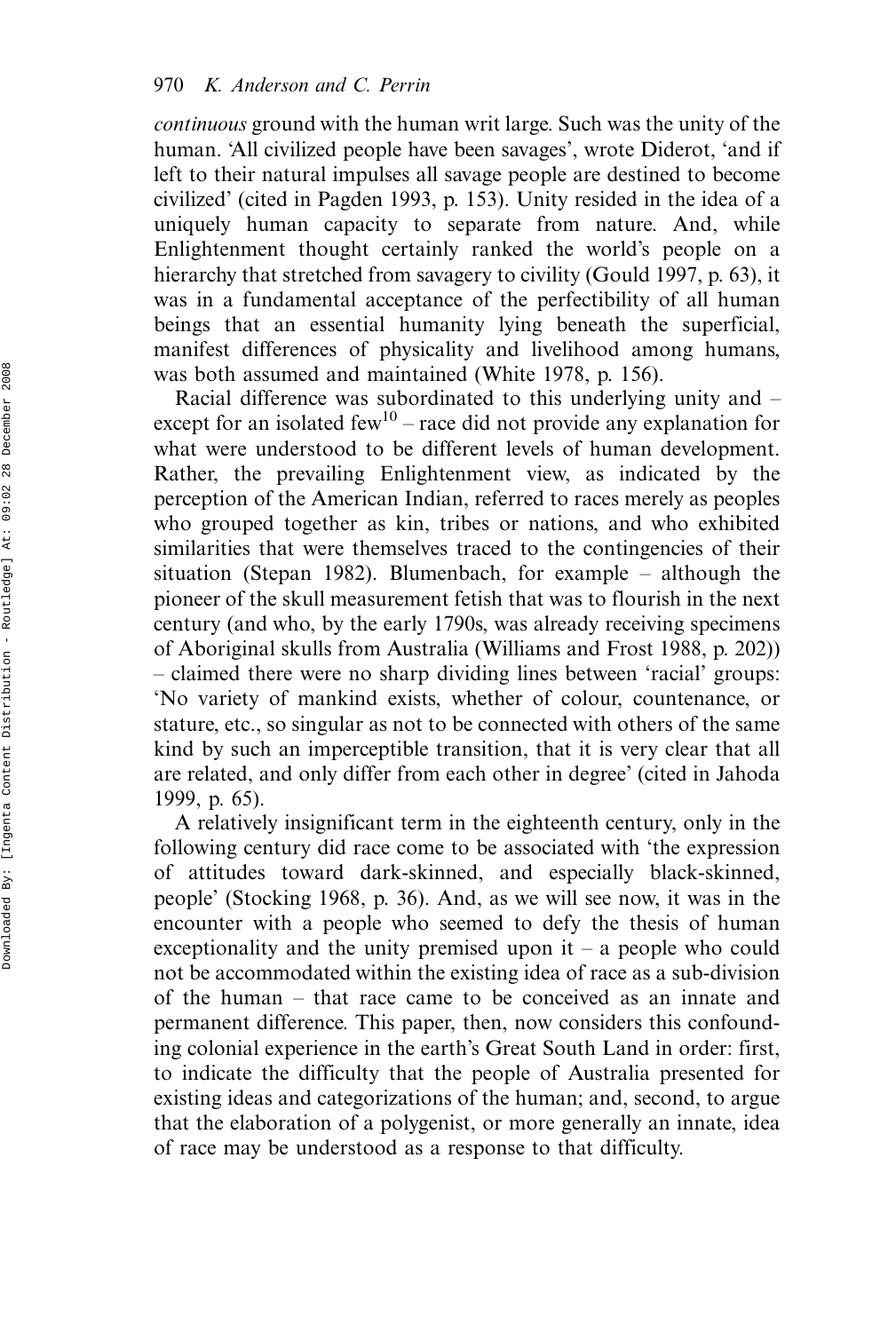*continuous* ground with the human writ large. Such was the unity of the human. 'All civilized people have been savages', wrote Diderot, 'and if left to their natural impulses all savage people are destined to become civilized' (cited in Pagden 1993, p. 153). Unity resided in the idea of a uniquely human capacity to separate from nature. And, while Enlightenment thought certainly ranked the world's people on a hierarchy that stretched from savagery to civility (Gould 1997, p. 63), it was in a fundamental acceptance of the perfectibility of all human beings that an essential humanity lying beneath the superficial, manifest differences of physicality and livelihood among humans, was both assumed and maintained (White 1978, p. 156).

Racial difference was subordinated to this underlying unity and – except for an isolated few[10] – race did not provide any explanation for what were understood to be different levels of human development. Rather, the prevailing Enlightenment view, as indicated by the perception of the American Indian, referred to races merely as peoples who grouped together as kin, tribes or nations, and who exhibited similarities that were themselves traced to the contingencies of their situation (Stepan 1982). Blumenbach, for example – although the pioneer of the skull measurement fetish that was to flourish in the next century (and who, by the early 1790s, was already receiving specimens of Aboriginal skulls from Australia (Williams and Frost 1988, p. 202)) – claimed there were no sharp dividing lines between 'racial' groups: 'No variety of mankind exists, whether of colour, countenance, or stature, etc., so singular as not to be connected with others of the same kind by such an imperceptible transition, that it is very clear that all are related, and only differ from each other in degree' (cited in Jahoda 1999, p. 65).

A relatively insignificant term in the eighteenth century, only in the following century did race come to be associated with 'the expression of attitudes toward dark-skinned, and especially black-skinned, people' (Stocking 1968, p. 36). And, as we will see now, it was in the encounter with a people who seemed to defy the thesis of human exceptionality and the unity premised upon it – a people who could not be accommodated within the existing idea of race as a sub-division of the human – that race came to be conceived as an innate and permanent difference. This paper, then, now considers this confounding colonial experience in the earth's Great South Land in order: first, to indicate the difficulty that the people of Australia presented for existing ideas and categorizations of the human; and, second, to argue that the elaboration of a polygenist, or more generally an innate, idea of race may be understood as a response to that difficulty.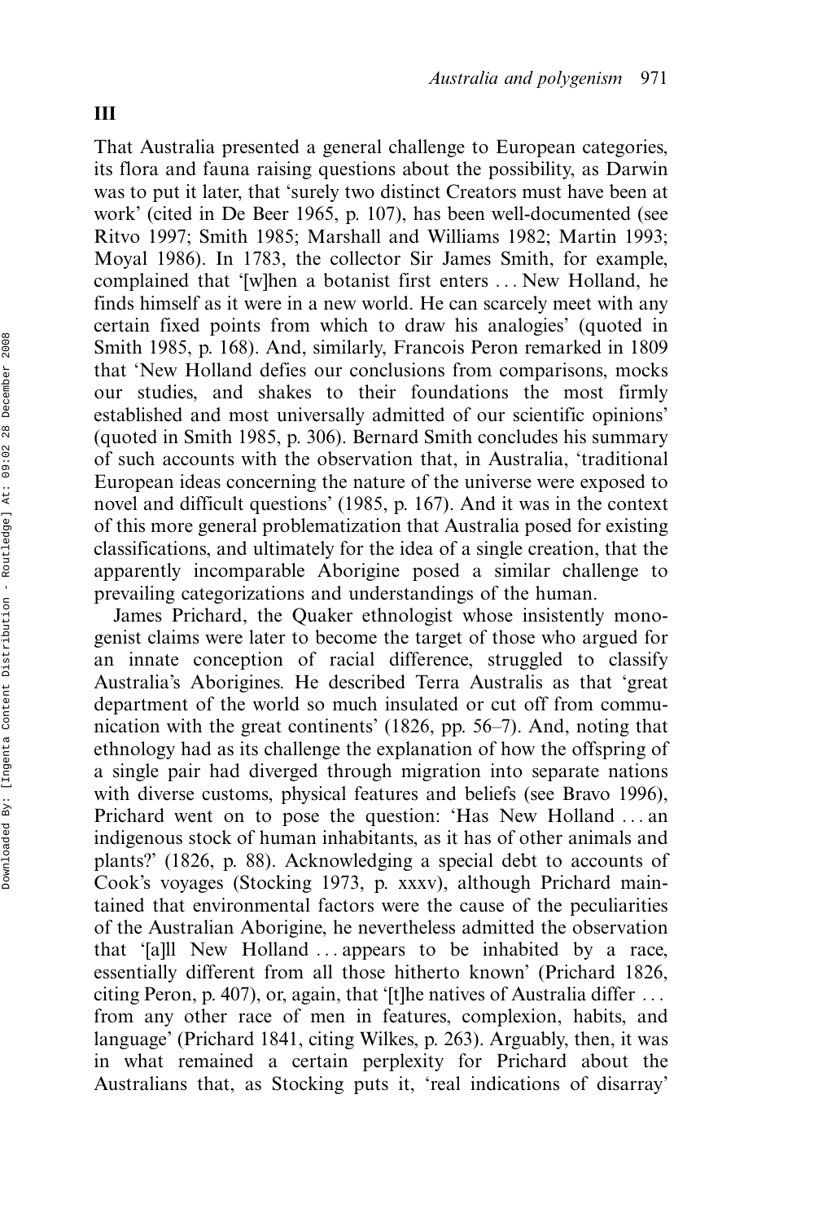## III

That Australia presented a general challenge to European categories, its flora and fauna raising questions about the possibility, as Darwin was to put it later, that 'surely two distinct Creators must have been at work' (cited in De Beer 1965, p. 107), has been well-documented (see Ritvo 1997; Smith 1985; Marshall and Williams 1982; Martin 1993; Moyal 1986). In 1783, the collector Sir James Smith, for example, complained that '[w]hen a botanist first enters ... New Holland, he finds himself as it were in a new world. He can scarcely meet with any certain fixed points from which to draw his analogies' (quoted in Smith 1985, p. 168). And, similarly, Francois Peron remarked in 1809 that 'New Holland defies our conclusions from comparisons, mocks our studies, and shakes to their foundations the most firmly established and most universally admitted of our scientific opinions' (quoted in Smith 1985, p. 306). Bernard Smith concludes his summary of such accounts with the observation that, in Australia, 'traditional European ideas concerning the nature of the universe were exposed to novel and difficult questions' (1985, p. 167). And it was in the context of this more general problematization that Australia posed for existing classifications, and ultimately for the idea of a single creation, that the apparently incomparable Aborigine posed a similar challenge to prevailing categorizations and understandings of the human.

James Prichard, the Quaker ethnologist whose insistently monogenist claims were later to become the target of those who argued for an innate conception of racial difference, struggled to classify Australia's Aborigines. He described Terra Australis as that 'great department of the world so much insulated or cut off from communication with the great continents' (1826, pp. 56–7). And, noting that ethnology had as its challenge the explanation of how the offspring of a single pair had diverged through migration into separate nations with diverse customs, physical features and beliefs (see Bravo 1996), Prichard went on to pose the question: 'Has New Holland ... an indigenous stock of human inhabitants, as it has of other animals and plants?' (1826, p. 88). Acknowledging a special debt to accounts of Cook's voyages (Stocking 1973, p. xxxv), although Prichard maintained that environmental factors were the cause of the peculiarities of the Australian Aborigine, he nevertheless admitted the observation that '[a]ll New Holland ... appears to be inhabited by a race, essentially different from all those hitherto known' (Prichard 1826, citing Peron, p. 407), or, again, that '[t]he natives of Australia differ ... from any other race of men in features, complexion, habits, and language' (Prichard 1841, citing Wilkes, p. 263). Arguably, then, it was in what remained a certain perplexity for Prichard about the Australians that, as Stocking puts it, 'real indications of disarray'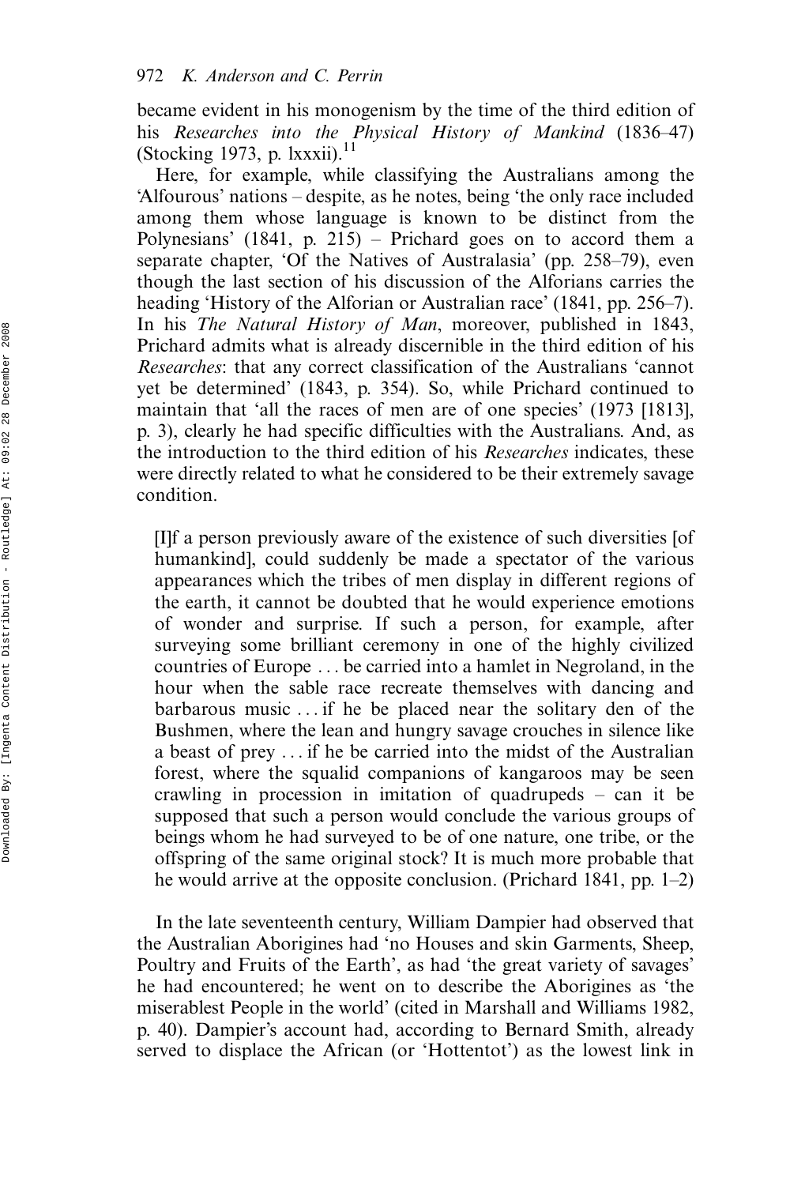became evident in his monogenism by the time of the third edition of his *Researches into the Physical History of Mankind* (1836–47) (Stocking 1973, p. lxxxii).[11]

Here, for example, while classifying the Australians among the 'Alfourous' nations – despite, as he notes, being 'the only race included among them whose language is known to be distinct from the Polynesians' (1841, p. 215) – Prichard goes on to accord them a separate chapter, 'Of the Natives of Australasia' (pp. 258–79), even though the last section of his discussion of the Alforians carries the heading 'History of the Alforian or Australian race' (1841, pp. 256–7). In his *The Natural History of Man*, moreover, published in 1843, Prichard admits what is already discernible in the third edition of his *Researches*: that any correct classification of the Australians 'cannot yet be determined' (1843, p. 354). So, while Prichard continued to maintain that 'all the races of men are of one species' (1973 [1813], p. 3), clearly he had specific difficulties with the Australians. And, as the introduction to the third edition of his *Researches* indicates, these were directly related to what he considered to be their extremely savage condition.

> [I]f a person previously aware of the existence of such diversities [of humankind], could suddenly be made a spectator of the various appearances which the tribes of men display in different regions of the earth, it cannot be doubted that he would experience emotions of wonder and surprise. If such a person, for example, after surveying some brilliant ceremony in one of the highly civilized countries of Europe ... be carried into a hamlet in Negroland, in the hour when the sable race recreate themselves with dancing and barbarous music ... if he be placed near the solitary den of the Bushmen, where the lean and hungry savage crouches in silence like a beast of prey ... if he be carried into the midst of the Australian forest, where the squalid companions of kangaroos may be seen crawling in procession in imitation of quadrupeds – can it be supposed that such a person would conclude the various groups of beings whom he had surveyed to be of one nature, one tribe, or the offspring of the same original stock? It is much more probable that he would arrive at the opposite conclusion. (Prichard 1841, pp. 1–2)

In the late seventeenth century, William Dampier had observed that the Australian Aborigines had 'no Houses and skin Garments, Sheep, Poultry and Fruits of the Earth', as had 'the great variety of savages' he had encountered; he went on to describe the Aborigines as 'the miserablest People in the world' (cited in Marshall and Williams 1982, p. 40). Dampier's account had, according to Bernard Smith, already served to displace the African (or 'Hottentot') as the lowest link in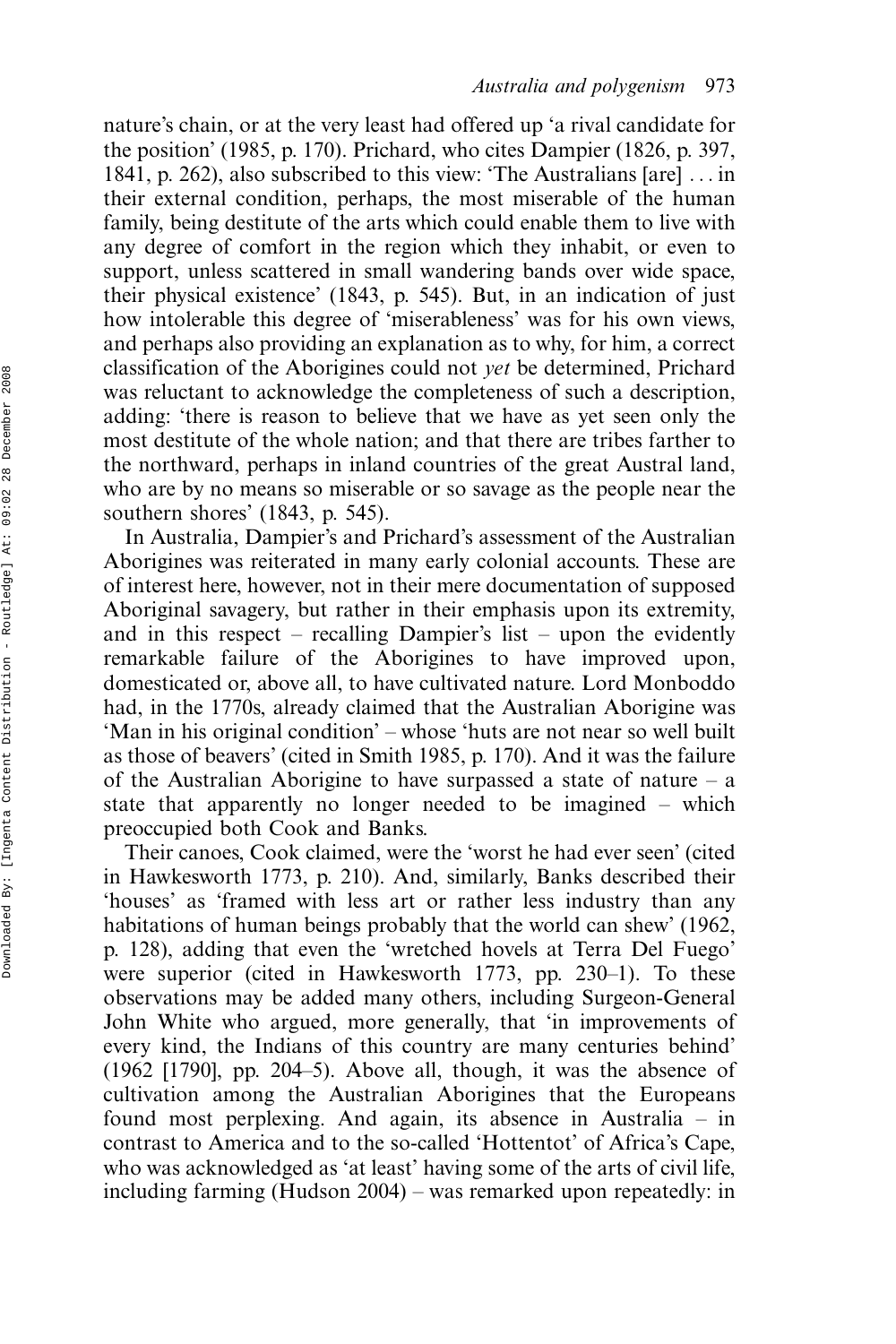nature's chain, or at the very least had offered up 'a rival candidate for the position' (1985, p. 170). Prichard, who cites Dampier (1826, p. 397, 1841, p. 262), also subscribed to this view: 'The Australians [are] . . . in their external condition, perhaps, the most miserable of the human family, being destitute of the arts which could enable them to live with any degree of comfort in the region which they inhabit, or even to support, unless scattered in small wandering bands over wide space, their physical existence' (1843, p. 545). But, in an indication of just how intolerable this degree of 'miserableness' was for his own views, and perhaps also providing an explanation as to why, for him, a correct classification of the Aborigines could not *yet* be determined, Prichard was reluctant to acknowledge the completeness of such a description, adding: 'there is reason to believe that we have as yet seen only the most destitute of the whole nation; and that there are tribes farther to the northward, perhaps in inland countries of the great Austral land, who are by no means so miserable or so savage as the people near the southern shores' (1843, p. 545).

In Australia, Dampier's and Prichard's assessment of the Australian Aborigines was reiterated in many early colonial accounts. These are of interest here, however, not in their mere documentation of supposed Aboriginal savagery, but rather in their emphasis upon its extremity, and in this respect – recalling Dampier's list – upon the evidently remarkable failure of the Aborigines to have improved upon, domesticated or, above all, to have cultivated nature. Lord Monboddo had, in the 1770s, already claimed that the Australian Aborigine was 'Man in his original condition' – whose 'huts are not near so well built as those of beavers' (cited in Smith 1985, p. 170). And it was the failure of the Australian Aborigine to have surpassed a state of nature – a state that apparently no longer needed to be imagined – which preoccupied both Cook and Banks.

Their canoes, Cook claimed, were the 'worst he had ever seen' (cited in Hawkesworth 1773, p. 210). And, similarly, Banks described their 'houses' as 'framed with less art or rather less industry than any habitations of human beings probably that the world can shew' (1962, p. 128), adding that even the 'wretched hovels at Terra Del Fuego' were superior (cited in Hawkesworth 1773, pp. 230–1). To these observations may be added many others, including Surgeon-General John White who argued, more generally, that 'in improvements of every kind, the Indians of this country are many centuries behind' (1962 [1790], pp. 204–5). Above all, though, it was the absence of cultivation among the Australian Aborigines that the Europeans found most perplexing. And again, its absence in Australia – in contrast to America and to the so-called 'Hottentot' of Africa's Cape, who was acknowledged as 'at least' having some of the arts of civil life, including farming (Hudson 2004) – was remarked upon repeatedly: in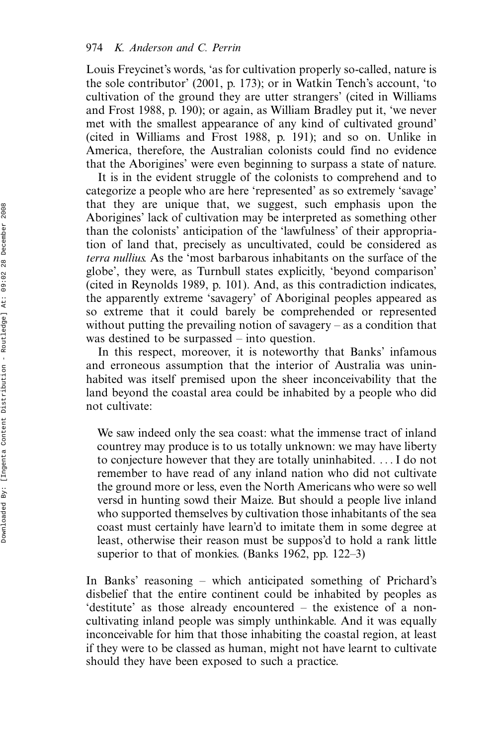Louis Freycinet's words, 'as for cultivation properly so-called, nature is the sole contributor' (2001, p. 173); or in Watkin Tench's account, 'to cultivation of the ground they are utter strangers' (cited in Williams and Frost 1988, p. 190); or again, as William Bradley put it, 'we never met with the smallest appearance of any kind of cultivated ground' (cited in Williams and Frost 1988, p. 191); and so on. Unlike in America, therefore, the Australian colonists could find no evidence that the Aborigines' were even beginning to surpass a state of nature.

It is in the evident struggle of the colonists to comprehend and to categorize a people who are here 'represented' as so extremely 'savage' that they are unique that, we suggest, such emphasis upon the Aborigines' lack of cultivation may be interpreted as something other than the colonists' anticipation of the 'lawfulness' of their appropriation of land that, precisely as uncultivated, could be considered as *terra nullius*. As the 'most barbarous inhabitants on the surface of the globe', they were, as Turnbull states explicitly, 'beyond comparison' (cited in Reynolds 1989, p. 101). And, as this contradiction indicates, the apparently extreme 'savagery' of Aboriginal peoples appeared as so extreme that it could barely be comprehended or represented without putting the prevailing notion of savagery – as a condition that was destined to be surpassed – into question.

In this respect, moreover, it is noteworthy that Banks' infamous and erroneous assumption that the interior of Australia was uninhabited was itself premised upon the sheer inconceivability that the land beyond the coastal area could be inhabited by a people who did not cultivate:

> We saw indeed only the sea coast: what the immense tract of inland countrey may produce is to us totally unknown: we may have liberty to conjecture however that they are totally uninhabited. ... I do not remember to have read of any inland nation who did not cultivate the ground more or less, even the North Americans who were so well versd in hunting sowd their Maize. But should a people live inland who supported themselves by cultivation those inhabitants of the sea coast must certainly have learn'd to imitate them in some degree at least, otherwise their reason must be suppos'd to hold a rank little superior to that of monkies. (Banks 1962, pp. 122–3)

In Banks' reasoning – which anticipated something of Prichard's disbelief that the entire continent could be inhabited by peoples as 'destitute' as those already encountered – the existence of a non-cultivating inland people was simply unthinkable. And it was equally inconceivable for him that those inhabiting the coastal region, at least if they were to be classed as human, might not have learnt to cultivate should they have been exposed to such a practice.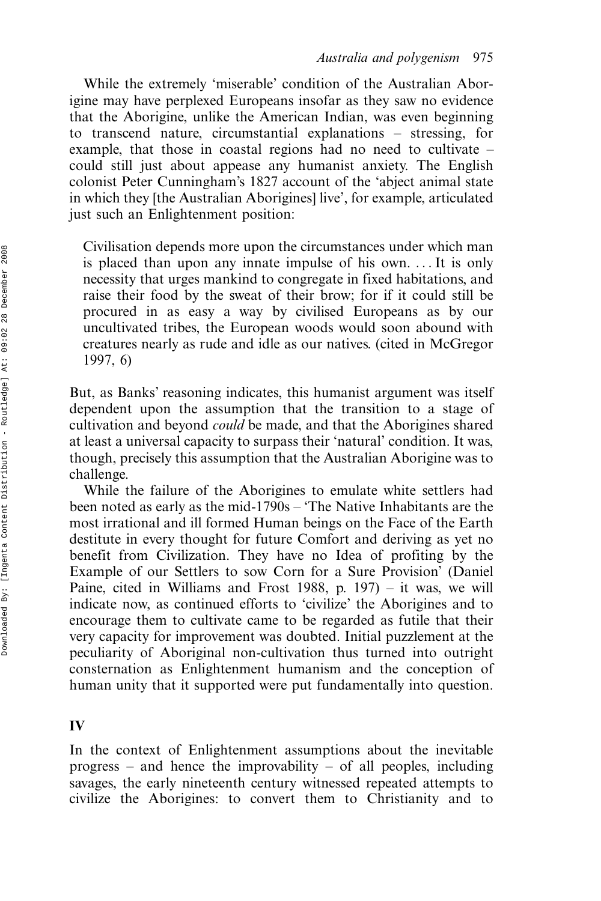While the extremely 'miserable' condition of the Australian Aborigine may have perplexed Europeans insofar as they saw no evidence that the Aborigine, unlike the American Indian, was even beginning to transcend nature, circumstantial explanations – stressing, for example, that those in coastal regions had no need to cultivate – could still just about appease any humanist anxiety. The English colonist Peter Cunningham's 1827 account of the 'abject animal state in which they [the Australian Aborigines] live', for example, articulated just such an Enlightenment position:

> Civilisation depends more upon the circumstances under which man is placed than upon any innate impulse of his own. . . . It is only necessity that urges mankind to congregate in fixed habitations, and raise their food by the sweat of their brow; for if it could still be procured in as easy a way by civilised Europeans as by our uncultivated tribes, the European woods would soon abound with creatures nearly as rude and idle as our natives. (cited in McGregor 1997, 6)

But, as Banks' reasoning indicates, this humanist argument was itself dependent upon the assumption that the transition to a stage of cultivation and beyond *could* be made, and that the Aborigines shared at least a universal capacity to surpass their 'natural' condition. It was, though, precisely this assumption that the Australian Aborigine was to challenge.

While the failure of the Aborigines to emulate white settlers had been noted as early as the mid-1790s – 'The Native Inhabitants are the most irrational and ill formed Human beings on the Face of the Earth destitute in every thought for future Comfort and deriving as yet no benefit from Civilization. They have no Idea of profiting by the Example of our Settlers to sow Corn for a Sure Provision' (Daniel Paine, cited in Williams and Frost 1988, p. 197) – it was, we will indicate now, as continued efforts to 'civilize' the Aborigines and to encourage them to cultivate came to be regarded as futile that their very capacity for improvement was doubted. Initial puzzlement at the peculiarity of Aboriginal non-cultivation thus turned into outright consternation as Enlightenment humanism and the conception of human unity that it supported were put fundamentally into question.

## IV

In the context of Enlightenment assumptions about the inevitable progress – and hence the improvability – of all peoples, including savages, the early nineteenth century witnessed repeated attempts to civilize the Aborigines: to convert them to Christianity and to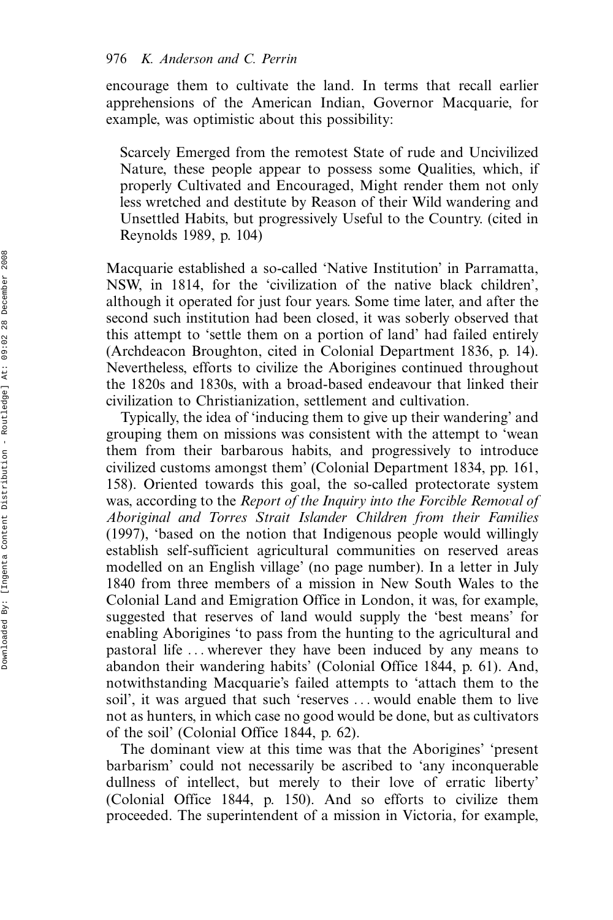encourage them to cultivate the land. In terms that recall earlier apprehensions of the American Indian, Governor Macquarie, for example, was optimistic about this possibility:

> Scarcely Emerged from the remotest State of rude and Uncivilized Nature, these people appear to possess some Qualities, which, if properly Cultivated and Encouraged, Might render them not only less wretched and destitute by Reason of their Wild wandering and Unsettled Habits, but progressively Useful to the Country. (cited in Reynolds 1989, p. 104)

Macquarie established a so-called 'Native Institution' in Parramatta, NSW, in 1814, for the 'civilization of the native black children', although it operated for just four years. Some time later, and after the second such institution had been closed, it was soberly observed that this attempt to 'settle them on a portion of land' had failed entirely (Archdeacon Broughton, cited in Colonial Department 1836, p. 14). Nevertheless, efforts to civilize the Aborigines continued throughout the 1820s and 1830s, with a broad-based endeavour that linked their civilization to Christianization, settlement and cultivation.

Typically, the idea of 'inducing them to give up their wandering' and grouping them on missions was consistent with the attempt to 'wean them from their barbarous habits, and progressively to introduce civilized customs amongst them' (Colonial Department 1834, pp. 161, 158). Oriented towards this goal, the so-called protectorate system was, according to the *Report of the Inquiry into the Forcible Removal of Aboriginal and Torres Strait Islander Children from their Families* (1997), 'based on the notion that Indigenous people would willingly establish self-sufficient agricultural communities on reserved areas modelled on an English village' (no page number). In a letter in July 1840 from three members of a mission in New South Wales to the Colonial Land and Emigration Office in London, it was, for example, suggested that reserves of land would supply the 'best means' for enabling Aborigines 'to pass from the hunting to the agricultural and pastoral life ... wherever they have been induced by any means to abandon their wandering habits' (Colonial Office 1844, p. 61). And, notwithstanding Macquarie's failed attempts to 'attach them to the soil', it was argued that such 'reserves ... would enable them to live not as hunters, in which case no good would be done, but as cultivators of the soil' (Colonial Office 1844, p. 62).

The dominant view at this time was that the Aborigines' 'present barbarism' could not necessarily be ascribed to 'any inconquerable dullness of intellect, but merely to their love of erratic liberty' (Colonial Office 1844, p. 150). And so efforts to civilize them proceeded. The superintendent of a mission in Victoria, for example,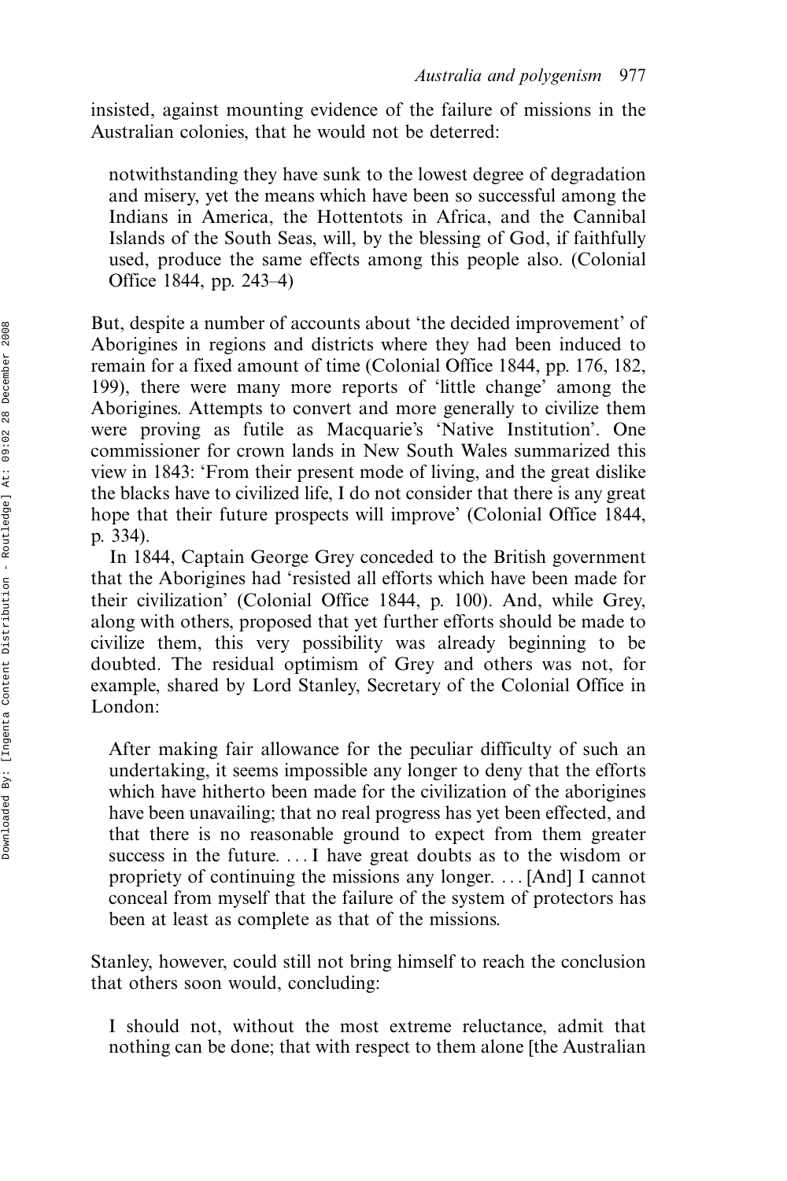insisted, against mounting evidence of the failure of missions in the Australian colonies, that he would not be deterred:

> notwithstanding they have sunk to the lowest degree of degradation and misery, yet the means which have been so successful among the Indians in America, the Hottentots in Africa, and the Cannibal Islands of the South Seas, will, by the blessing of God, if faithfully used, produce the same effects among this people also. (Colonial Office 1844, pp. 243–4)

But, despite a number of accounts about 'the decided improvement' of Aborigines in regions and districts where they had been induced to remain for a fixed amount of time (Colonial Office 1844, pp. 176, 182, 199), there were many more reports of 'little change' among the Aborigines. Attempts to convert and more generally to civilize them were proving as futile as Macquarie's 'Native Institution'. One commissioner for crown lands in New South Wales summarized this view in 1843: 'From their present mode of living, and the great dislike the blacks have to civilized life, I do not consider that there is any great hope that their future prospects will improve' (Colonial Office 1844, p. 334).

In 1844, Captain George Grey conceded to the British government that the Aborigines had 'resisted all efforts which have been made for their civilization' (Colonial Office 1844, p. 100). And, while Grey, along with others, proposed that yet further efforts should be made to civilize them, this very possibility was already beginning to be doubted. The residual optimism of Grey and others was not, for example, shared by Lord Stanley, Secretary of the Colonial Office in London:

> After making fair allowance for the peculiar difficulty of such an undertaking, it seems impossible any longer to deny that the efforts which have hitherto been made for the civilization of the aborigines have been unavailing; that no real progress has yet been effected, and that there is no reasonable ground to expect from them greater success in the future. ... I have great doubts as to the wisdom or propriety of continuing the missions any longer. ... [And] I cannot conceal from myself that the failure of the system of protectors has been at least as complete as that of the missions.

Stanley, however, could still not bring himself to reach the conclusion that others soon would, concluding:

> I should not, without the most extreme reluctance, admit that nothing can be done; that with respect to them alone [the Australian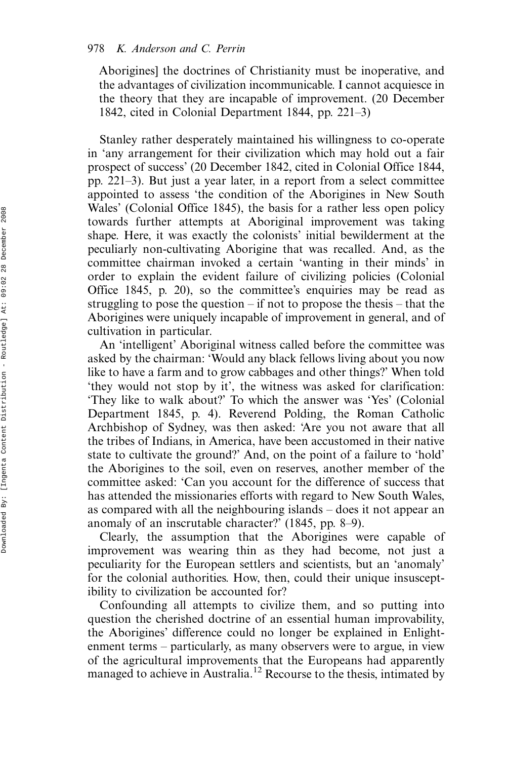Aborigines] the doctrines of Christianity must be inoperative, and the advantages of civilization incommunicable. I cannot acquiesce in the theory that they are incapable of improvement. (20 December 1842, cited in Colonial Department 1844, pp. 221–3)

Stanley rather desperately maintained his willingness to co-operate in 'any arrangement for their civilization which may hold out a fair prospect of success' (20 December 1842, cited in Colonial Office 1844, pp. 221–3). But just a year later, in a report from a select committee appointed to assess 'the condition of the Aborigines in New South Wales' (Colonial Office 1845), the basis for a rather less open policy towards further attempts at Aboriginal improvement was taking shape. Here, it was exactly the colonists' initial bewilderment at the peculiarly non-cultivating Aborigine that was recalled. And, as the committee chairman invoked a certain 'wanting in their minds' in order to explain the evident failure of civilizing policies (Colonial Office 1845, p. 20), so the committee's enquiries may be read as struggling to pose the question – if not to propose the thesis – that the Aborigines were uniquely incapable of improvement in general, and of cultivation in particular.

An 'intelligent' Aboriginal witness called before the committee was asked by the chairman: 'Would any black fellows living about you now like to have a farm and to grow cabbages and other things?' When told 'they would not stop by it', the witness was asked for clarification: 'They like to walk about?' To which the answer was 'Yes' (Colonial Department 1845, p. 4). Reverend Polding, the Roman Catholic Archbishop of Sydney, was then asked: 'Are you not aware that all the tribes of Indians, in America, have been accustomed in their native state to cultivate the ground?' And, on the point of a failure to 'hold' the Aborigines to the soil, even on reserves, another member of the committee asked: 'Can you account for the difference of success that has attended the missionaries efforts with regard to New South Wales, as compared with all the neighbouring islands – does it not appear an anomaly of an inscrutable character?' (1845, pp. 8–9).

Clearly, the assumption that the Aborigines were capable of improvement was wearing thin as they had become, not just a peculiarity for the European settlers and scientists, but an 'anomaly' for the colonial authorities. How, then, could their unique insusceptibility to civilization be accounted for?

Confounding all attempts to civilize them, and so putting into question the cherished doctrine of an essential human improvability, the Aborigines' difference could no longer be explained in Enlightenment terms – particularly, as many observers were to argue, in view of the agricultural improvements that the Europeans had apparently managed to achieve in Australia.[12] Recourse to the thesis, intimated by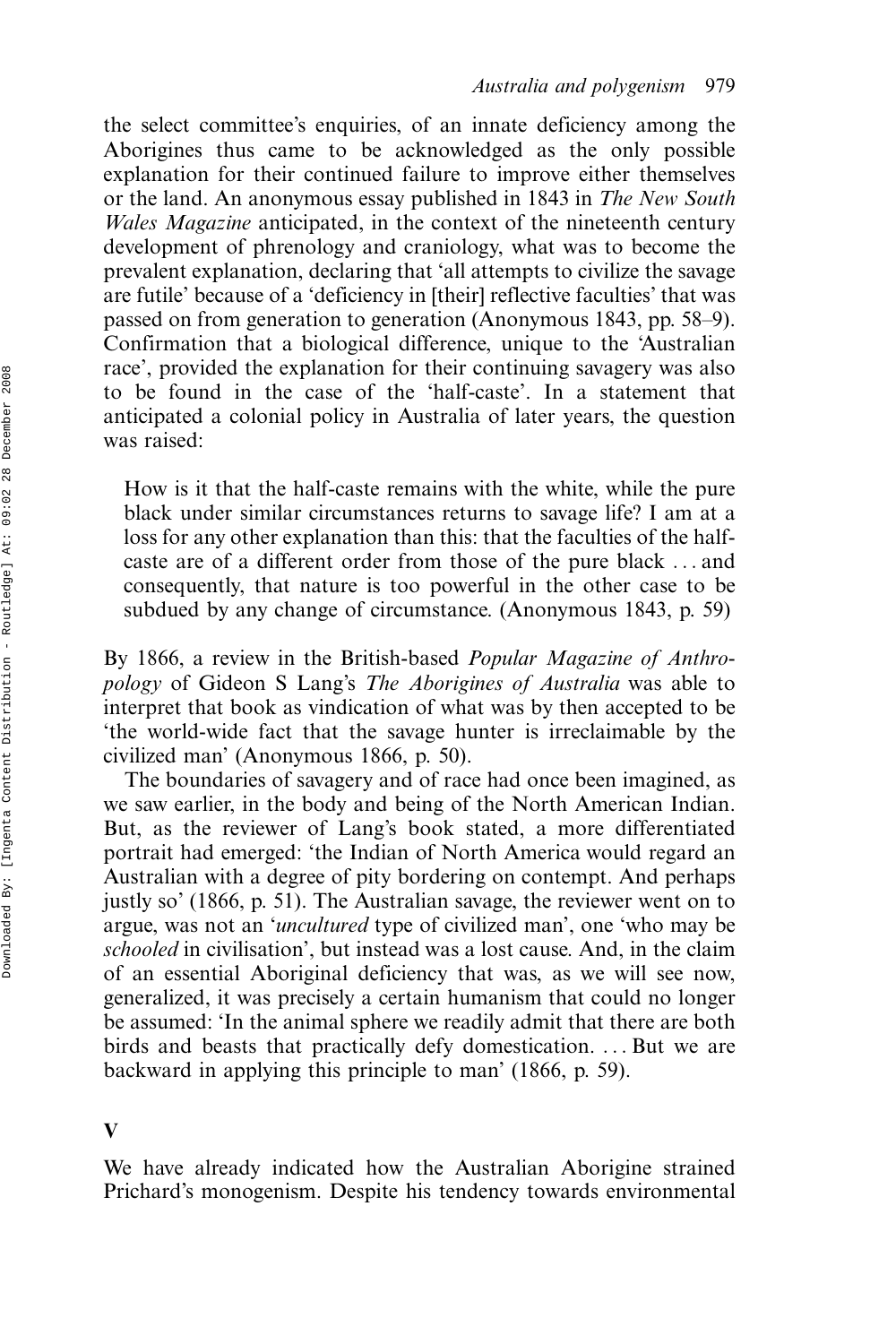the select committee's enquiries, of an innate deficiency among the Aborigines thus came to be acknowledged as the only possible explanation for their continued failure to improve either themselves or the land. An anonymous essay published in 1843 in *The New South Wales Magazine* anticipated, in the context of the nineteenth century development of phrenology and craniology, what was to become the prevalent explanation, declaring that 'all attempts to civilize the savage are futile' because of a 'deficiency in [their] reflective faculties' that was passed on from generation to generation (Anonymous 1843, pp. 58–9). Confirmation that a biological difference, unique to the 'Australian race', provided the explanation for their continuing savagery was also to be found in the case of the 'half-caste'. In a statement that anticipated a colonial policy in Australia of later years, the question was raised:

> How is it that the half-caste remains with the white, while the pure black under similar circumstances returns to savage life? I am at a loss for any other explanation than this: that the faculties of the half-caste are of a different order from those of the pure black ... and consequently, that nature is too powerful in the other case to be subdued by any change of circumstance. (Anonymous 1843, p. 59)

By 1866, a review in the British-based *Popular Magazine of Anthropology* of Gideon S Lang's *The Aborigines of Australia* was able to interpret that book as vindication of what was by then accepted to be 'the world-wide fact that the savage hunter is irreclaimable by the civilized man' (Anonymous 1866, p. 50).

The boundaries of savagery and of race had once been imagined, as we saw earlier, in the body and being of the North American Indian. But, as the reviewer of Lang's book stated, a more differentiated portrait had emerged: 'the Indian of North America would regard an Australian with a degree of pity bordering on contempt. And perhaps justly so' (1866, p. 51). The Australian savage, the reviewer went on to argue, was not an '*uncultured* type of civilized man', one 'who may be *schooled* in civilisation', but instead was a lost cause. And, in the claim of an essential Aboriginal deficiency that was, as we will see now, generalized, it was precisely a certain humanism that could no longer be assumed: 'In the animal sphere we readily admit that there are both birds and beasts that practically defy domestication. ... But we are backward in applying this principle to man' (1866, p. 59).

## V

We have already indicated how the Australian Aborigine strained Prichard's monogenism. Despite his tendency towards environmental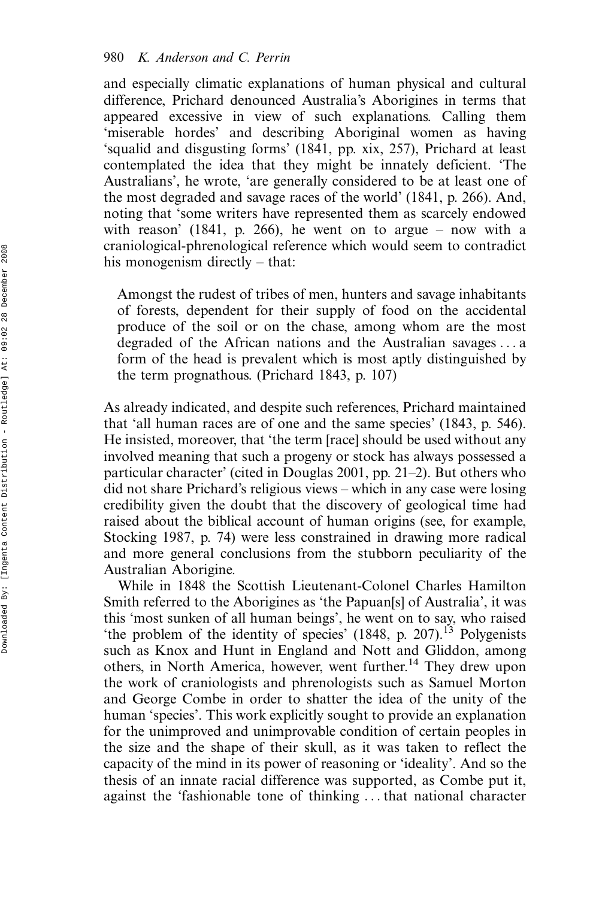and especially climatic explanations of human physical and cultural difference, Prichard denounced Australia's Aborigines in terms that appeared excessive in view of such explanations. Calling them 'miserable hordes' and describing Aboriginal women as having 'squalid and disgusting forms' (1841, pp. xix, 257), Prichard at least contemplated the idea that they might be innately deficient. 'The Australians', he wrote, 'are generally considered to be at least one of the most degraded and savage races of the world' (1841, p. 266). And, noting that 'some writers have represented them as scarcely endowed with reason' (1841, p. 266), he went on to argue – now with a craniological-phrenological reference which would seem to contradict his monogenism directly – that:

> Amongst the rudest of tribes of men, hunters and savage inhabitants of forests, dependent for their supply of food on the accidental produce of the soil or on the chase, among whom are the most degraded of the African nations and the Australian savages . . . a form of the head is prevalent which is most aptly distinguished by the term prognathous. (Prichard 1843, p. 107)

As already indicated, and despite such references, Prichard maintained that 'all human races are of one and the same species' (1843, p. 546). He insisted, moreover, that 'the term [race] should be used without any involved meaning that such a progeny or stock has always possessed a particular character' (cited in Douglas 2001, pp. 21–2). But others who did not share Prichard's religious views – which in any case were losing credibility given the doubt that the discovery of geological time had raised about the biblical account of human origins (see, for example, Stocking 1987, p. 74) were less constrained in drawing more radical and more general conclusions from the stubborn peculiarity of the Australian Aborigine.

While in 1848 the Scottish Lieutenant-Colonel Charles Hamilton Smith referred to the Aborigines as 'the Papuan[s] of Australia', it was this 'most sunken of all human beings', he went on to say, who raised 'the problem of the identity of species' (1848, p. 207).[13] Polygenists such as Knox and Hunt in England and Nott and Gliddon, among others, in North America, however, went further.[14] They drew upon the work of craniologists and phrenologists such as Samuel Morton and George Combe in order to shatter the idea of the unity of the human 'species'. This work explicitly sought to provide an explanation for the unimproved and unimprovable condition of certain peoples in the size and the shape of their skull, as it was taken to reflect the capacity of the mind in its power of reasoning or 'ideality'. And so the thesis of an innate racial difference was supported, as Combe put it, against the 'fashionable tone of thinking . . . that national character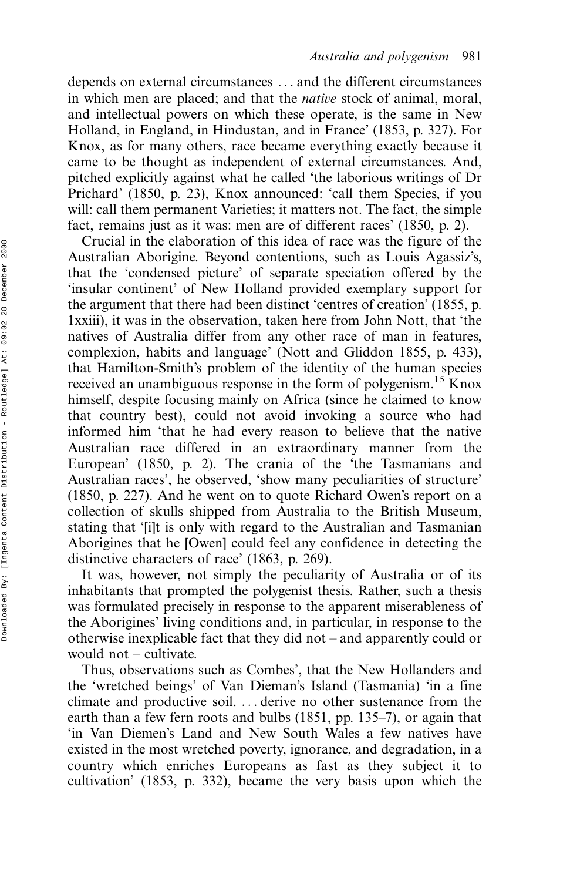depends on external circumstances . . . and the different circumstances in which men are placed; and that the *native* stock of animal, moral, and intellectual powers on which these operate, is the same in New Holland, in England, in Hindustan, and in France' (1853, p. 327). For Knox, as for many others, race became everything exactly because it came to be thought as independent of external circumstances. And, pitched explicitly against what he called 'the laborious writings of Dr Prichard' (1850, p. 23), Knox announced: 'call them Species, if you will: call them permanent Varieties; it matters not. The fact, the simple fact, remains just as it was: men are of different races' (1850, p. 2).

Crucial in the elaboration of this idea of race was the figure of the Australian Aborigine. Beyond contentions, such as Louis Agassiz's, that the 'condensed picture' of separate speciation offered by the 'insular continent' of New Holland provided exemplary support for the argument that there had been distinct 'centres of creation' (1855, p. 1xxiii), it was in the observation, taken here from John Nott, that 'the natives of Australia differ from any other race of man in features, complexion, habits and language' (Nott and Gliddon 1855, p. 433), that Hamilton-Smith's problem of the identity of the human species received an unambiguous response in the form of polygenism.[15] Knox himself, despite focusing mainly on Africa (since he claimed to know that country best), could not avoid invoking a source who had informed him 'that he had every reason to believe that the native Australian race differed in an extraordinary manner from the European' (1850, p. 2). The crania of the 'the Tasmanians and Australian races', he observed, 'show many peculiarities of structure' (1850, p. 227). And he went on to quote Richard Owen's report on a collection of skulls shipped from Australia to the British Museum, stating that '[i]t is only with regard to the Australian and Tasmanian Aborigines that he [Owen] could feel any confidence in detecting the distinctive characters of race' (1863, p. 269).

It was, however, not simply the peculiarity of Australia or of its inhabitants that prompted the polygenist thesis. Rather, such a thesis was formulated precisely in response to the apparent miserableness of the Aborigines' living conditions and, in particular, in response to the otherwise inexplicable fact that they did not – and apparently could or would not – cultivate.

Thus, observations such as Combes', that the New Hollanders and the 'wretched beings' of Van Dieman's Island (Tasmania) 'in a fine climate and productive soil. . . . derive no other sustenance from the earth than a few fern roots and bulbs (1851, pp. 135–7), or again that 'in Van Diemen's Land and New South Wales a few natives have existed in the most wretched poverty, ignorance, and degradation, in a country which enriches Europeans as fast as they subject it to cultivation' (1853, p. 332), became the very basis upon which the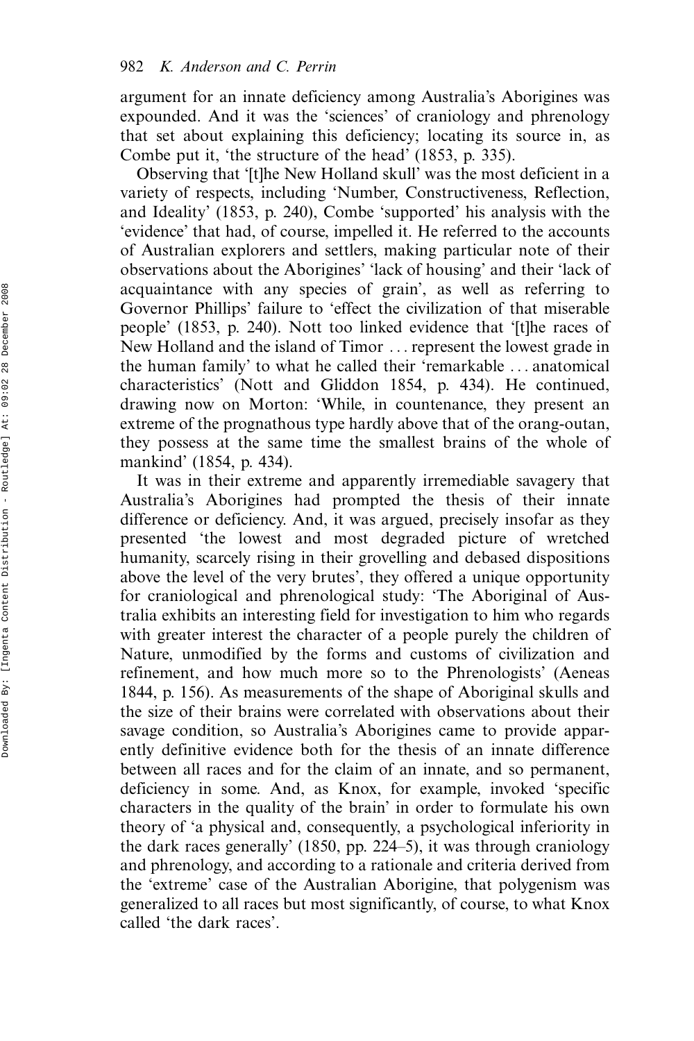argument for an innate deficiency among Australia's Aborigines was expounded. And it was the 'sciences' of craniology and phrenology that set about explaining this deficiency; locating its source in, as Combe put it, 'the structure of the head' (1853, p. 335).

Observing that '[t]he New Holland skull' was the most deficient in a variety of respects, including 'Number, Constructiveness, Reflection, and Ideality' (1853, p. 240), Combe 'supported' his analysis with the 'evidence' that had, of course, impelled it. He referred to the accounts of Australian explorers and settlers, making particular note of their observations about the Aborigines' 'lack of housing' and their 'lack of acquaintance with any species of grain', as well as referring to Governor Phillips' failure to 'effect the civilization of that miserable people' (1853, p. 240). Nott too linked evidence that '[t]he races of New Holland and the island of Timor ... represent the lowest grade in the human family' to what he called their 'remarkable ... anatomical characteristics' (Nott and Gliddon 1854, p. 434). He continued, drawing now on Morton: 'While, in countenance, they present an extreme of the prognathous type hardly above that of the orang-outan, they possess at the same time the smallest brains of the whole of mankind' (1854, p. 434).

It was in their extreme and apparently irremediable savagery that Australia's Aborigines had prompted the thesis of their innate difference or deficiency. And, it was argued, precisely insofar as they presented 'the lowest and most degraded picture of wretched humanity, scarcely rising in their grovelling and debased dispositions above the level of the very brutes', they offered a unique opportunity for craniological and phrenological study: 'The Aboriginal of Australia exhibits an interesting field for investigation to him who regards with greater interest the character of a people purely the children of Nature, unmodified by the forms and customs of civilization and refinement, and how much more so to the Phrenologists' (Aeneas 1844, p. 156). As measurements of the shape of Aboriginal skulls and the size of their brains were correlated with observations about their savage condition, so Australia's Aborigines came to provide apparently definitive evidence both for the thesis of an innate difference between all races and for the claim of an innate, and so permanent, deficiency in some. And, as Knox, for example, invoked 'specific characters in the quality of the brain' in order to formulate his own theory of 'a physical and, consequently, a psychological inferiority in the dark races generally' (1850, pp. 224–5), it was through craniology and phrenology, and according to a rationale and criteria derived from the 'extreme' case of the Australian Aborigine, that polygenism was generalized to all races but most significantly, of course, to what Knox called 'the dark races'.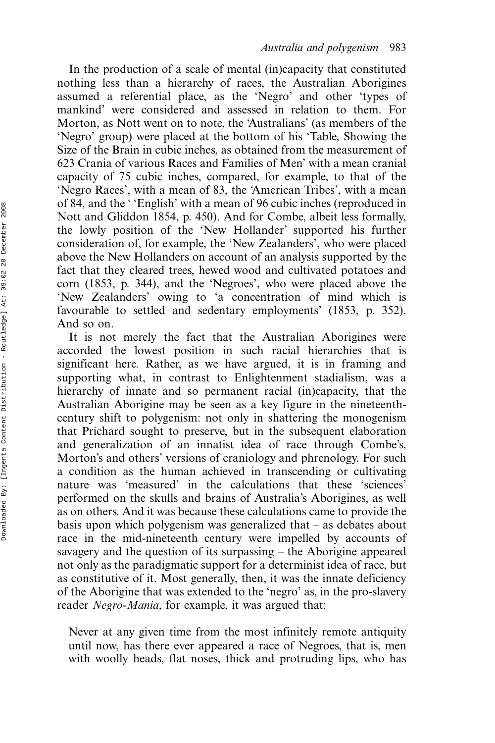In the production of a scale of mental (in)capacity that constituted nothing less than a hierarchy of races, the Australian Aborigines assumed a referential place, as the 'Negro' and other 'types of mankind' were considered and assessed in relation to them. For Morton, as Nott went on to note, the 'Australians' (as members of the 'Negro' group) were placed at the bottom of his 'Table, Showing the Size of the Brain in cubic inches, as obtained from the measurement of 623 Crania of various Races and Families of Men' with a mean cranial capacity of 75 cubic inches, compared, for example, to that of the 'Negro Races', with a mean of 83, the 'American Tribes', with a mean of 84, and the ' 'English' with a mean of 96 cubic inches (reproduced in Nott and Gliddon 1854, p. 450). And for Combe, albeit less formally, the lowly position of the 'New Hollander' supported his further consideration of, for example, the 'New Zealanders', who were placed above the New Hollanders on account of an analysis supported by the fact that they cleared trees, hewed wood and cultivated potatoes and corn (1853, p. 344), and the 'Negroes', who were placed above the 'New Zealanders' owing to 'a concentration of mind which is favourable to settled and sedentary employments' (1853, p. 352). And so on.

It is not merely the fact that the Australian Aborigines were accorded the lowest position in such racial hierarchies that is significant here. Rather, as we have argued, it is in framing and supporting what, in contrast to Enlightenment stadialism, was a hierarchy of innate and so permanent racial (in)capacity, that the Australian Aborigine may be seen as a key figure in the nineteenth-century shift to polygenism: not only in shattering the monogenism that Prichard sought to preserve, but in the subsequent elaboration and generalization of an innatist idea of race through Combe's, Morton's and others' versions of craniology and phrenology. For such a condition as the human achieved in transcending or cultivating nature was 'measured' in the calculations that these 'sciences' performed on the skulls and brains of Australia's Aborigines, as well as on others. And it was because these calculations came to provide the basis upon which polygenism was generalized that – as debates about race in the mid-nineteenth century were impelled by accounts of savagery and the question of its surpassing – the Aborigine appeared not only as the paradigmatic support for a determinist idea of race, but as constitutive of it. Most generally, then, it was the innate deficiency of the Aborigine that was extended to the 'negro' as, in the pro-slavery reader *Negro-Mania*, for example, it was argued that:

> Never at any given time from the most infinitely remote antiquity until now, has there ever appeared a race of Negroes, that is, men with woolly heads, flat noses, thick and protruding lips, who has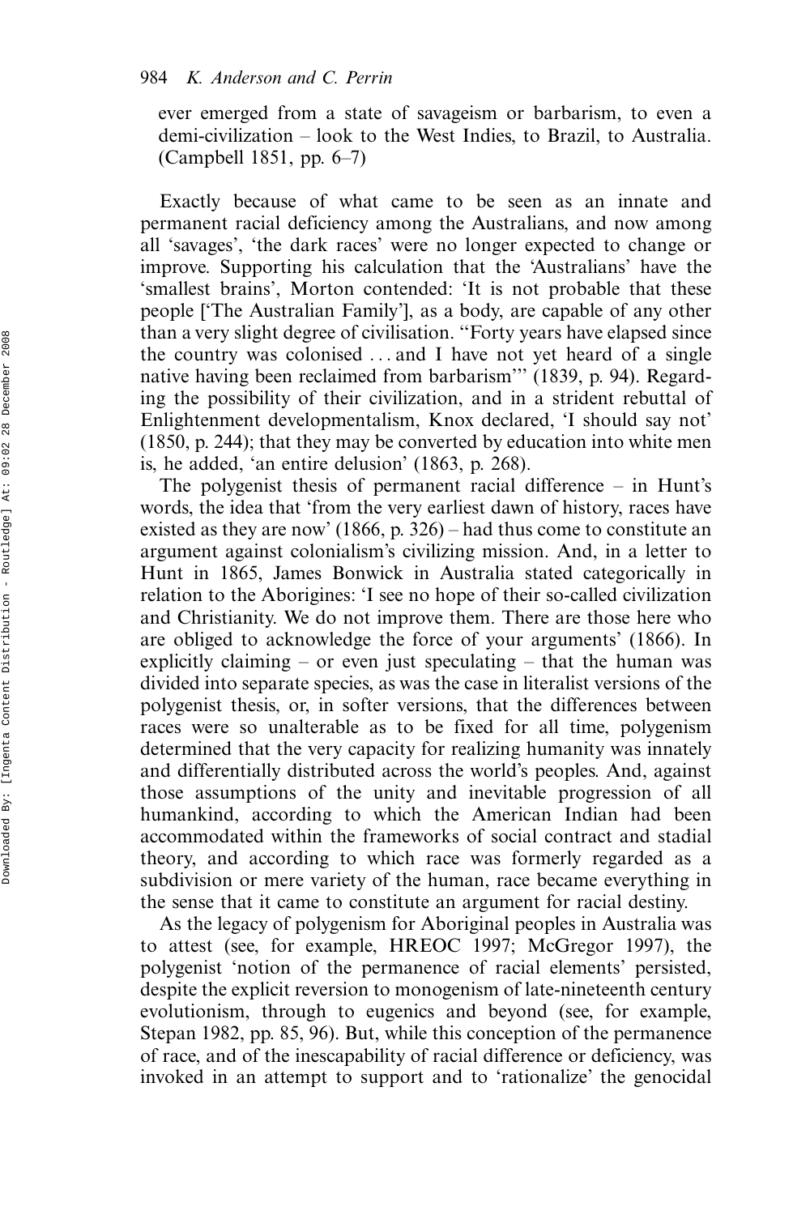ever emerged from a state of savageism or barbarism, to even a demi-civilization – look to the West Indies, to Brazil, to Australia. (Campbell 1851, pp. 6–7)

Exactly because of what came to be seen as an innate and permanent racial deficiency among the Australians, and now among all 'savages', 'the dark races' were no longer expected to change or improve. Supporting his calculation that the 'Australians' have the 'smallest brains', Morton contended: 'It is not probable that these people ['The Australian Family'], as a body, are capable of any other than a very slight degree of civilisation. "Forty years have elapsed since the country was colonised . . . and I have not yet heard of a single native having been reclaimed from barbarism"' (1839, p. 94). Regarding the possibility of their civilization, and in a strident rebuttal of Enlightenment developmentalism, Knox declared, 'I should say not' (1850, p. 244); that they may be converted by education into white men is, he added, 'an entire delusion' (1863, p. 268).

The polygenist thesis of permanent racial difference – in Hunt's words, the idea that 'from the very earliest dawn of history, races have existed as they are now' (1866, p. 326) – had thus come to constitute an argument against colonialism's civilizing mission. And, in a letter to Hunt in 1865, James Bonwick in Australia stated categorically in relation to the Aborigines: 'I see no hope of their so-called civilization and Christianity. We do not improve them. There are those here who are obliged to acknowledge the force of your arguments' (1866). In explicitly claiming – or even just speculating – that the human was divided into separate species, as was the case in literalist versions of the polygenist thesis, or, in softer versions, that the differences between races were so unalterable as to be fixed for all time, polygenism determined that the very capacity for realizing humanity was innately and differentially distributed across the world's peoples. And, against those assumptions of the unity and inevitable progression of all humankind, according to which the American Indian had been accommodated within the frameworks of social contract and stadial theory, and according to which race was formerly regarded as a subdivision or mere variety of the human, race became everything in the sense that it came to constitute an argument for racial destiny.

As the legacy of polygenism for Aboriginal peoples in Australia was to attest (see, for example, HREOC 1997; McGregor 1997), the polygenist 'notion of the permanence of racial elements' persisted, despite the explicit reversion to monogenism of late-nineteenth century evolutionism, through to eugenics and beyond (see, for example, Stepan 1982, pp. 85, 96). But, while this conception of the permanence of race, and of the inescapability of racial difference or deficiency, was invoked in an attempt to support and to 'rationalize' the genocidal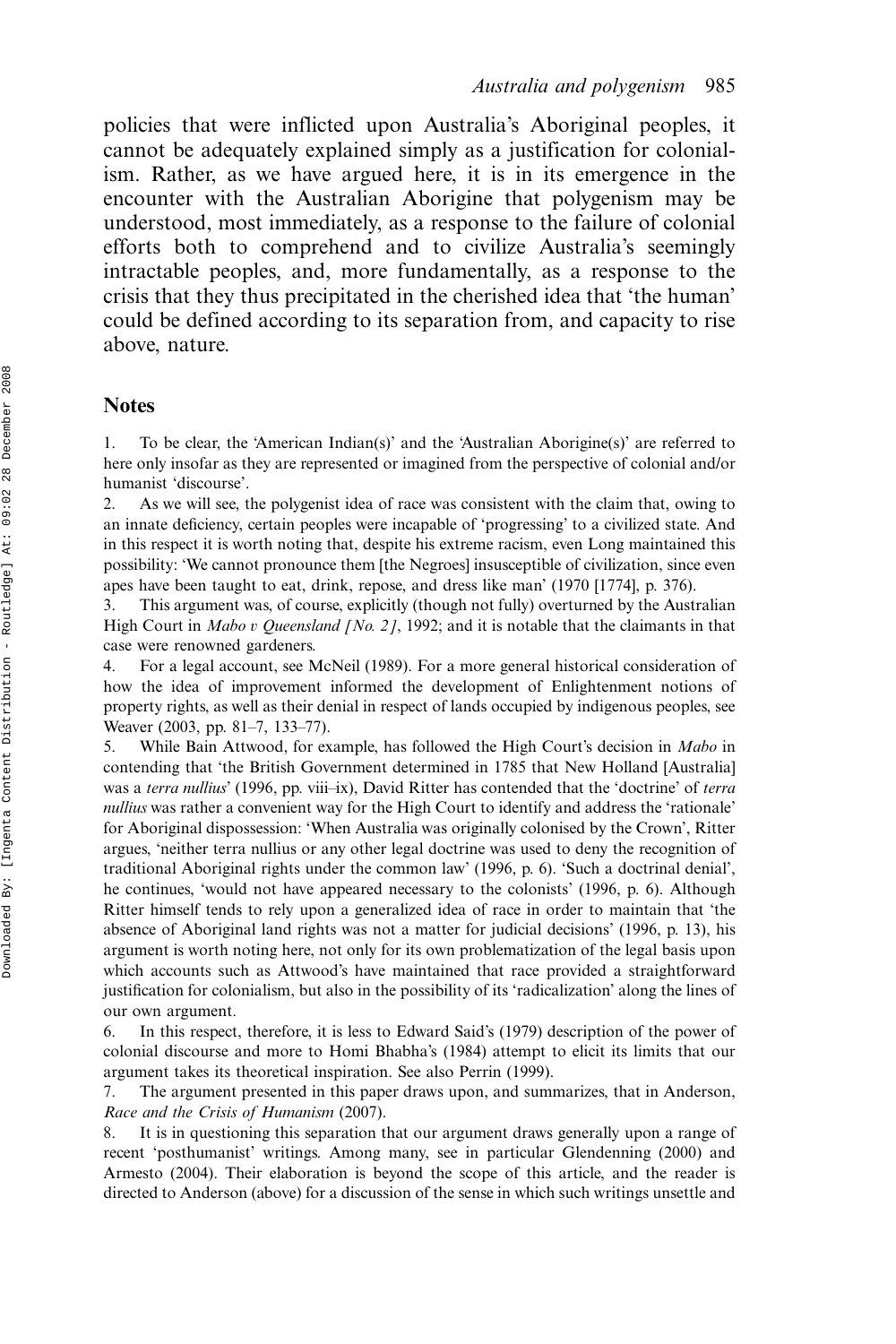policies that were inflicted upon Australia's Aboriginal peoples, it cannot be adequately explained simply as a justification for colonialism. Rather, as we have argued here, it is in its emergence in the encounter with the Australian Aborigine that polygenism may be understood, most immediately, as a response to the failure of colonial efforts both to comprehend and to civilize Australia's seemingly intractable peoples, and, more fundamentally, as a response to the crisis that they thus precipitated in the cherished idea that 'the human' could be defined according to its separation from, and capacity to rise above, nature.

## Notes

1. To be clear, the 'American Indian(s)' and the 'Australian Aborigine(s)' are referred to here only insofar as they are represented or imagined from the perspective of colonial and/or humanist 'discourse'.
2. As we will see, the polygenist idea of race was consistent with the claim that, owing to an innate deficiency, certain peoples were incapable of 'progressing' to a civilized state. And in this respect it is worth noting that, despite his extreme racism, even Long maintained this possibility: 'We cannot pronounce them [the Negroes] insusceptible of civilization, since even apes have been taught to eat, drink, repose, and dress like man' (1970 [1774], p. 376).
3. This argument was, of course, explicitly (though not fully) overturned by the Australian High Court in *Mabo v Queensland [No. 2]*, 1992; and it is notable that the claimants in that case were renowned gardeners.
4. For a legal account, see McNeil (1989). For a more general historical consideration of how the idea of improvement informed the development of Enlightenment notions of property rights, as well as their denial in respect of lands occupied by indigenous peoples, see Weaver (2003, pp. 81–7, 133–77).
5. While Bain Attwood, for example, has followed the High Court's decision in *Mabo* in contending that 'the British Government determined in 1785 that New Holland [Australia] was a *terra nullius*' (1996, pp. viii–ix), David Ritter has contended that the 'doctrine' of *terra nullius* was rather a convenient way for the High Court to identify and address the 'rationale' for Aboriginal dispossession: 'When Australia was originally colonised by the Crown', Ritter argues, 'neither terra nullius or any other legal doctrine was used to deny the recognition of traditional Aboriginal rights under the common law' (1996, p. 6). 'Such a doctrinal denial', he continues, 'would not have appeared necessary to the colonists' (1996, p. 6). Although Ritter himself tends to rely upon a generalized idea of race in order to maintain that 'the absence of Aboriginal land rights was not a matter for judicial decisions' (1996, p. 13), his argument is worth noting here, not only for its own problematization of the legal basis upon which accounts such as Attwood's have maintained that race provided a straightforward justification for colonialism, but also in the possibility of its 'radicalization' along the lines of our own argument.
6. In this respect, therefore, it is less to Edward Said's (1979) description of the power of colonial discourse and more to Homi Bhabha's (1984) attempt to elicit its limits that our argument takes its theoretical inspiration. See also Perrin (1999).
7. The argument presented in this paper draws upon, and summarizes, that in Anderson, *Race and the Crisis of Humanism* (2007).
8. It is in questioning this separation that our argument draws generally upon a range of recent 'posthumanist' writings. Among many, see in particular Glendenning (2000) and Armesto (2004). Their elaboration is beyond the scope of this article, and the reader is directed to Anderson (above) for a discussion of the sense in which such writings unsettle and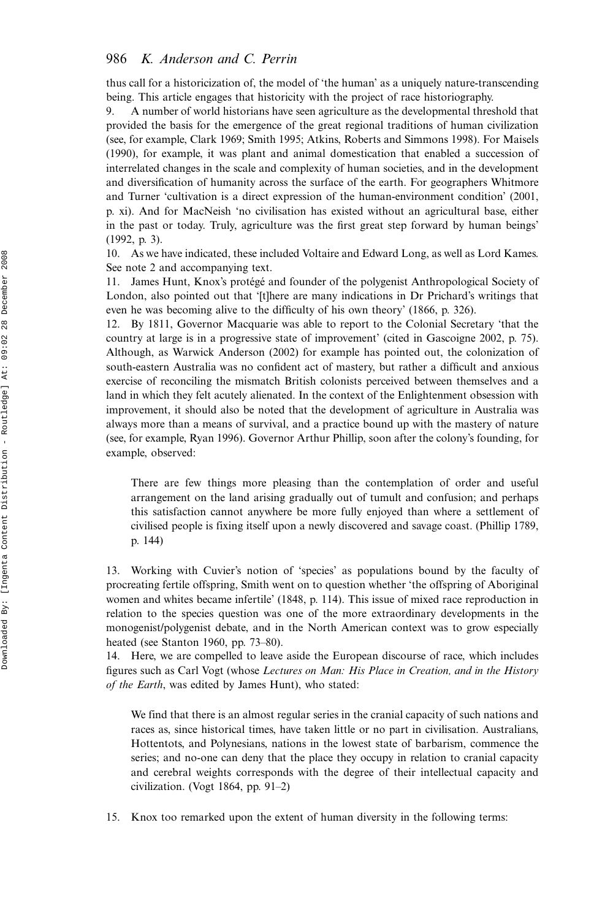thus call for a historicization of, the model of 'the human' as a uniquely nature-transcending being. This article engages that historicity with the project of race historiography.

9. A number of world historians have seen agriculture as the developmental threshold that provided the basis for the emergence of the great regional traditions of human civilization (see, for example, Clark 1969; Smith 1995; Atkins, Roberts and Simmons 1998). For Maisels (1990), for example, it was plant and animal domestication that enabled a succession of interrelated changes in the scale and complexity of human societies, and in the development and diversification of humanity across the surface of the earth. For geographers Whitmore and Turner 'cultivation is a direct expression of the human-environment condition' (2001, p. xi). And for MacNeish 'no civilisation has existed without an agricultural base, either in the past or today. Truly, agriculture was the first great step forward by human beings' (1992, p. 3).

10. As we have indicated, these included Voltaire and Edward Long, as well as Lord Kames. See note 2 and accompanying text.

11. James Hunt, Knox's protégé and founder of the polygenist Anthropological Society of London, also pointed out that '[t]here are many indications in Dr Prichard's writings that even he was becoming alive to the difficulty of his own theory' (1866, p. 326).

12. By 1811, Governor Macquarie was able to report to the Colonial Secretary 'that the country at large is in a progressive state of improvement' (cited in Gascoigne 2002, p. 75). Although, as Warwick Anderson (2002) for example has pointed out, the colonization of south-eastern Australia was no confident act of mastery, but rather a difficult and anxious exercise of reconciling the mismatch British colonists perceived between themselves and a land in which they felt acutely alienated. In the context of the Enlightenment obsession with improvement, it should also be noted that the development of agriculture in Australia was always more than a means of survival, and a practice bound up with the mastery of nature (see, for example, Ryan 1996). Governor Arthur Phillip, soon after the colony's founding, for example, observed:

> There are few things more pleasing than the contemplation of order and useful arrangement on the land arising gradually out of tumult and confusion; and perhaps this satisfaction cannot anywhere be more fully enjoyed than where a settlement of civilised people is fixing itself upon a newly discovered and savage coast. (Phillip 1789, p. 144)

13. Working with Cuvier's notion of 'species' as populations bound by the faculty of procreating fertile offspring, Smith went on to question whether 'the offspring of Aboriginal women and whites became infertile' (1848, p. 114). This issue of mixed race reproduction in relation to the species question was one of the more extraordinary developments in the monogenist/polygenist debate, and in the North American context was to grow especially heated (see Stanton 1960, pp. 73–80).

14. Here, we are compelled to leave aside the European discourse of race, which includes figures such as Carl Vogt (whose *Lectures on Man: His Place in Creation, and in the History of the Earth*, was edited by James Hunt), who stated:

> We find that there is an almost regular series in the cranial capacity of such nations and races as, since historical times, have taken little or no part in civilisation. Australians, Hottentots, and Polynesians, nations in the lowest state of barbarism, commence the series; and no-one can deny that the place they occupy in relation to cranial capacity and cerebral weights corresponds with the degree of their intellectual capacity and civilization. (Vogt 1864, pp. 91–2)

15. Knox too remarked upon the extent of human diversity in the following terms: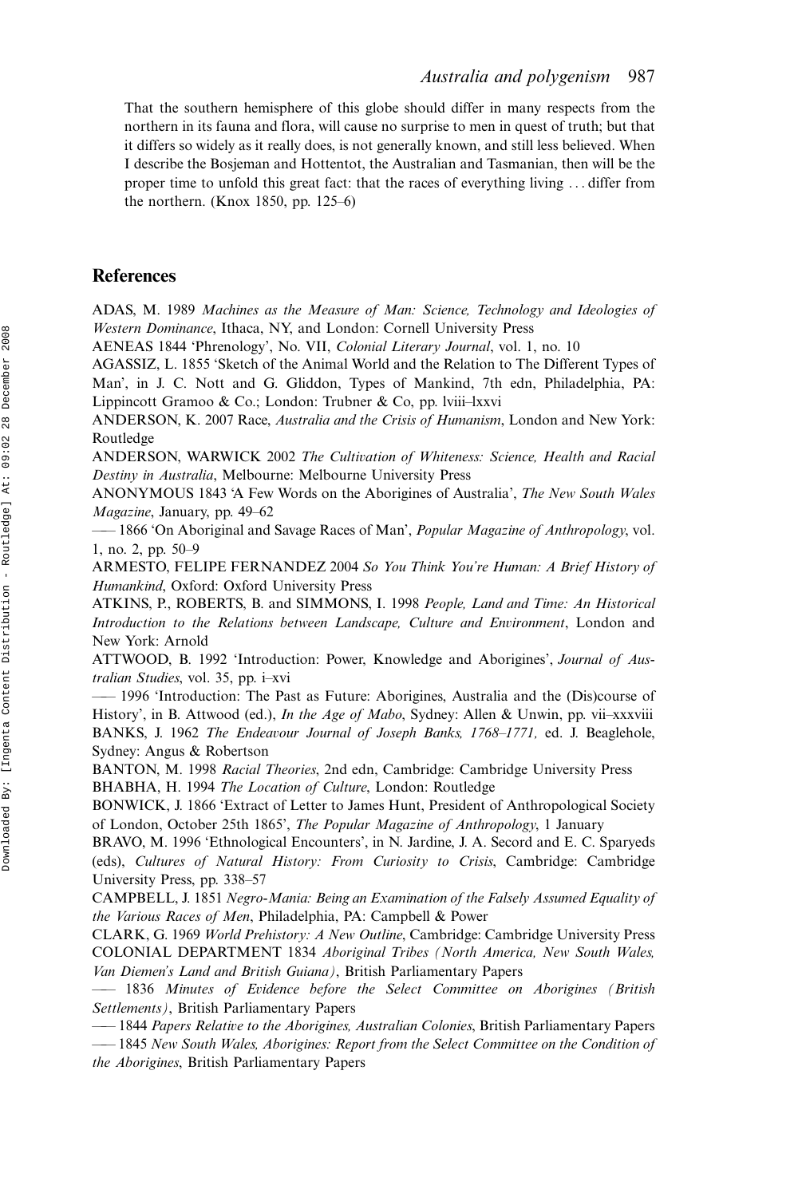That the southern hemisphere of this globe should differ in many respects from the northern in its fauna and flora, will cause no surprise to men in quest of truth; but that it differs so widely as it really does, is not generally known, and still less believed. When I describe the Bosjeman and Hottentot, the Australian and Tasmanian, then will be the proper time to unfold this great fact: that the races of everything living . . . differ from the northern. (Knox 1850, pp. 125–6)

## References

ADAS, M. 1989 *Machines as the Measure of Man: Science, Technology and Ideologies of Western Dominance*, Ithaca, NY, and London: Cornell University Press

AENEAS 1844 'Phrenology', No. VII, *Colonial Literary Journal*, vol. 1, no. 10

AGASSIZ, L. 1855 'Sketch of the Animal World and the Relation to The Different Types of Man', in J. C. Nott and G. Gliddon, Types of Mankind, 7th edn, Philadelphia, PA: Lippincott Gramoo & Co.; London: Trubner & Co, pp. lviii–lxxvi

ANDERSON, K. 2007 Race, *Australia and the Crisis of Humanism*, London and New York: Routledge

ANDERSON, WARWICK 2002 *The Cultivation of Whiteness: Science, Health and Racial Destiny in Australia*, Melbourne: Melbourne University Press

ANONYMOUS 1843 'A Few Words on the Aborigines of Australia', *The New South Wales Magazine*, January, pp. 49–62

—— 1866 'On Aboriginal and Savage Races of Man', *Popular Magazine of Anthropology*, vol. 1, no. 2, pp. 50–9

ARMESTO, FELIPE FERNANDEZ 2004 *So You Think You're Human: A Brief History of Humankind*, Oxford: Oxford University Press

ATKINS, P., ROBERTS, B. and SIMMONS, I. 1998 *People, Land and Time: An Historical Introduction to the Relations between Landscape, Culture and Environment*, London and New York: Arnold

ATTWOOD, B. 1992 'Introduction: Power, Knowledge and Aborigines', *Journal of Australian Studies*, vol. 35, pp. i–xvi

—— 1996 'Introduction: The Past as Future: Aborigines, Australia and the (Dis)course of History', in B. Attwood (ed.), *In the Age of Mabo*, Sydney: Allen & Unwin, pp. vii–xxxviii

BANKS, J. 1962 *The Endeavour Journal of Joseph Banks, 1768–1771,* ed. J. Beaglehole, Sydney: Angus & Robertson

BANTON, M. 1998 *Racial Theories*, 2nd edn, Cambridge: Cambridge University Press

BHABHA, H. 1994 *The Location of Culture*, London: Routledge

BONWICK, J. 1866 'Extract of Letter to James Hunt, President of Anthropological Society of London, October 25th 1865', *The Popular Magazine of Anthropology*, 1 January

BRAVO, M. 1996 'Ethnological Encounters', in N. Jardine, J. A. Secord and E. C. Sparyeds (eds), *Cultures of Natural History: From Curiosity to Crisis*, Cambridge: Cambridge University Press, pp. 338–57

CAMPBELL, J. 1851 *Negro-Mania: Being an Examination of the Falsely Assumed Equality of the Various Races of Men*, Philadelphia, PA: Campbell & Power

CLARK, G. 1969 *World Prehistory: A New Outline*, Cambridge: Cambridge University Press

COLONIAL DEPARTMENT 1834 *Aboriginal Tribes (North America, New South Wales, Van Diemen's Land and British Guiana)*, British Parliamentary Papers

—— 1836 *Minutes of Evidence before the Select Committee on Aborigines (British Settlements)*, British Parliamentary Papers

—— 1844 *Papers Relative to the Aborigines, Australian Colonies*, British Parliamentary Papers

—— 1845 *New South Wales, Aborigines: Report from the Select Committee on the Condition of the Aborigines*, British Parliamentary Papers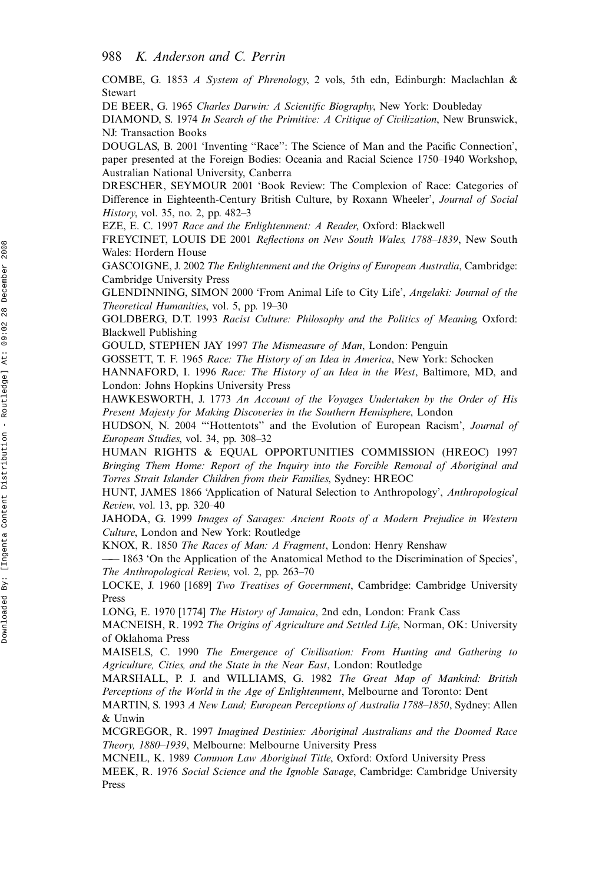COMBE, G. 1853 *A System of Phrenology*, 2 vols, 5th edn, Edinburgh: Maclachlan & Stewart

DE BEER, G. 1965 *Charles Darwin: A Scientific Biography*, New York: Doubleday

DIAMOND, S. 1974 *In Search of the Primitive: A Critique of Civilization*, New Brunswick, NJ: Transaction Books

DOUGLAS, B. 2001 'Inventing "Race": The Science of Man and the Pacific Connection', paper presented at the Foreign Bodies: Oceania and Racial Science 1750–1940 Workshop, Australian National University, Canberra

DRESCHER, SEYMOUR 2001 'Book Review: The Complexion of Race: Categories of Difference in Eighteenth-Century British Culture, by Roxann Wheeler', *Journal of Social History*, vol. 35, no. 2, pp. 482–3

EZE, E. C. 1997 *Race and the Enlightenment: A Reader*, Oxford: Blackwell

FREYCINET, LOUIS DE 2001 *Reflections on New South Wales, 1788–1839*, New South Wales: Hordern House

GASCOIGNE, J. 2002 *The Enlightenment and the Origins of European Australia*, Cambridge: Cambridge University Press

GLENDINNING, SIMON 2000 'From Animal Life to City Life', *Angelaki: Journal of the Theoretical Humanities*, vol. 5, pp. 19–30

GOLDBERG, D.T. 1993 *Racist Culture: Philosophy and the Politics of Meaning*, Oxford: Blackwell Publishing

GOULD, STEPHEN JAY 1997 *The Mismeasure of Man*, London: Penguin

GOSSETT, T. F. 1965 *Race: The History of an Idea in America*, New York: Schocken

HANNAFORD, I. 1996 *Race: The History of an Idea in the West*, Baltimore, MD, and London: Johns Hopkins University Press

HAWKESWORTH, J. 1773 *An Account of the Voyages Undertaken by the Order of His Present Majesty for Making Discoveries in the Southern Hemisphere*, London

HUDSON, N. 2004 '"Hottentots" and the Evolution of European Racism', *Journal of European Studies*, vol. 34, pp. 308–32

HUMAN RIGHTS & EQUAL OPPORTUNITIES COMMISSION (HREOC) 1997 *Bringing Them Home: Report of the Inquiry into the Forcible Removal of Aboriginal and Torres Strait Islander Children from their Families*, Sydney: HREOC

HUNT, JAMES 1866 'Application of Natural Selection to Anthropology', *Anthropological Review*, vol. 13, pp. 320–40

JAHODA, G. 1999 *Images of Savages: Ancient Roots of a Modern Prejudice in Western Culture*, London and New York: Routledge

KNOX, R. 1850 *The Races of Man: A Fragment*, London: Henry Renshaw

—— 1863 'On the Application of the Anatomical Method to the Discrimination of Species', *The Anthropological Review*, vol. 2, pp. 263–70

LOCKE, J. 1960 [1689] *Two Treatises of Government*, Cambridge: Cambridge University Press

LONG, E. 1970 [1774] *The History of Jamaica*, 2nd edn, London: Frank Cass

MACNEISH, R. 1992 *The Origins of Agriculture and Settled Life*, Norman, OK: University of Oklahoma Press

MAISELS, C. 1990 *The Emergence of Civilisation: From Hunting and Gathering to Agriculture, Cities, and the State in the Near East*, London: Routledge

MARSHALL, P. J. and WILLIAMS, G. 1982 *The Great Map of Mankind: British Perceptions of the World in the Age of Enlightenment*, Melbourne and Toronto: Dent

MARTIN, S. 1993 *A New Land; European Perceptions of Australia 1788–1850*, Sydney: Allen & Unwin

MCGREGOR, R. 1997 *Imagined Destinies: Aboriginal Australians and the Doomed Race Theory, 1880–1939*, Melbourne: Melbourne University Press

MCNEIL, K. 1989 *Common Law Aboriginal Title*, Oxford: Oxford University Press

MEEK, R. 1976 *Social Science and the Ignoble Savage*, Cambridge: Cambridge University Press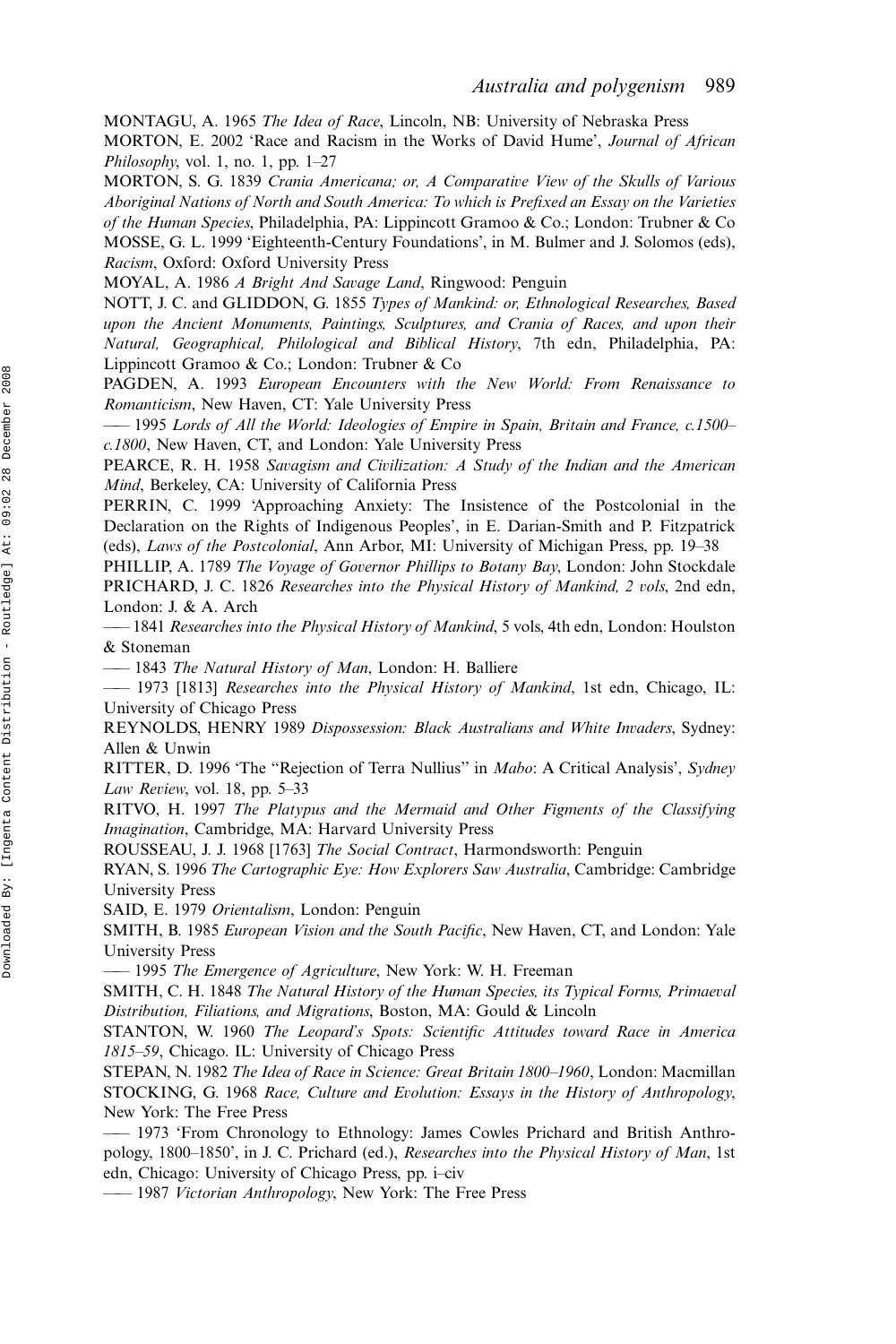MONTAGU, A. 1965 *The Idea of Race*, Lincoln, NB: University of Nebraska Press

MORTON, E. 2002 'Race and Racism in the Works of David Hume', *Journal of African Philosophy*, vol. 1, no. 1, pp. 1–27

MORTON, S. G. 1839 *Crania Americana; or, A Comparative View of the Skulls of Various Aboriginal Nations of North and South America: To which is Prefixed an Essay on the Varieties of the Human Species*, Philadelphia, PA: Lippincott Gramoo & Co.; London: Trubner & Co

MOSSE, G. L. 1999 'Eighteenth-Century Foundations', in M. Bulmer and J. Solomos (eds), *Racism*, Oxford: Oxford University Press

MOYAL, A. 1986 *A Bright And Savage Land*, Ringwood: Penguin

NOTT, J. C. and GLIDDON, G. 1855 *Types of Mankind: or, Ethnological Researches, Based upon the Ancient Monuments, Paintings, Sculptures, and Crania of Races, and upon their Natural, Geographical, Philological and Biblical History*, 7th edn, Philadelphia, PA: Lippincott Gramoo & Co.; London: Trubner & Co

PAGDEN, A. 1993 *European Encounters with the New World: From Renaissance to Romanticism*, New Haven, CT: Yale University Press

—— 1995 *Lords of All the World: Ideologies of Empire in Spain, Britain and France, c.1500–c.1800*, New Haven, CT, and London: Yale University Press

PEARCE, R. H. 1958 *Savagism and Civilization: A Study of the Indian and the American Mind*, Berkeley, CA: University of California Press

PERRIN, C. 1999 'Approaching Anxiety: The Insistence of the Postcolonial in the Declaration on the Rights of Indigenous Peoples', in E. Darian-Smith and P. Fitzpatrick (eds), *Laws of the Postcolonial*, Ann Arbor, MI: University of Michigan Press, pp. 19–38

PHILLIP, A. 1789 *The Voyage of Governor Phillips to Botany Bay*, London: John Stockdale

PRICHARD, J. C. 1826 *Researches into the Physical History of Mankind, 2 vols*, 2nd edn, London: J. & A. Arch

—— 1841 *Researches into the Physical History of Mankind*, 5 vols, 4th edn, London: Houlston & Stoneman

—— 1843 *The Natural History of Man*, London: H. Balliere

—— 1973 [1813] *Researches into the Physical History of Mankind*, 1st edn, Chicago, IL: University of Chicago Press

REYNOLDS, HENRY 1989 *Dispossession: Black Australians and White Invaders*, Sydney: Allen & Unwin

RITTER, D. 1996 'The "Rejection of Terra Nullius" in *Mabo*: A Critical Analysis', *Sydney Law Review*, vol. 18, pp. 5–33

RITVO, H. 1997 *The Platypus and the Mermaid and Other Figments of the Classifying Imagination*, Cambridge, MA: Harvard University Press

ROUSSEAU, J. J. 1968 [1763] *The Social Contract*, Harmondsworth: Penguin

RYAN, S. 1996 *The Cartographic Eye: How Explorers Saw Australia*, Cambridge: Cambridge University Press

SAID, E. 1979 *Orientalism*, London: Penguin

SMITH, B. 1985 *European Vision and the South Pacific*, New Haven, CT, and London: Yale University Press

—— 1995 *The Emergence of Agriculture*, New York: W. H. Freeman

SMITH, C. H. 1848 *The Natural History of the Human Species, its Typical Forms, Primaeval Distribution, Filiations, and Migrations*, Boston, MA: Gould & Lincoln

STANTON, W. 1960 *The Leopard's Spots: Scientific Attitudes toward Race in America 1815–59*, Chicago. IL: University of Chicago Press

STEPAN, N. 1982 *The Idea of Race in Science: Great Britain 1800–1960*, London: Macmillan

STOCKING, G. 1968 *Race, Culture and Evolution: Essays in the History of Anthropology*, New York: The Free Press

—— 1973 'From Chronology to Ethnology: James Cowles Prichard and British Anthropology, 1800–1850', in J. C. Prichard (ed.), *Researches into the Physical History of Man*, 1st edn, Chicago: University of Chicago Press, pp. i–civ

—— 1987 *Victorian Anthropology*, New York: The Free Press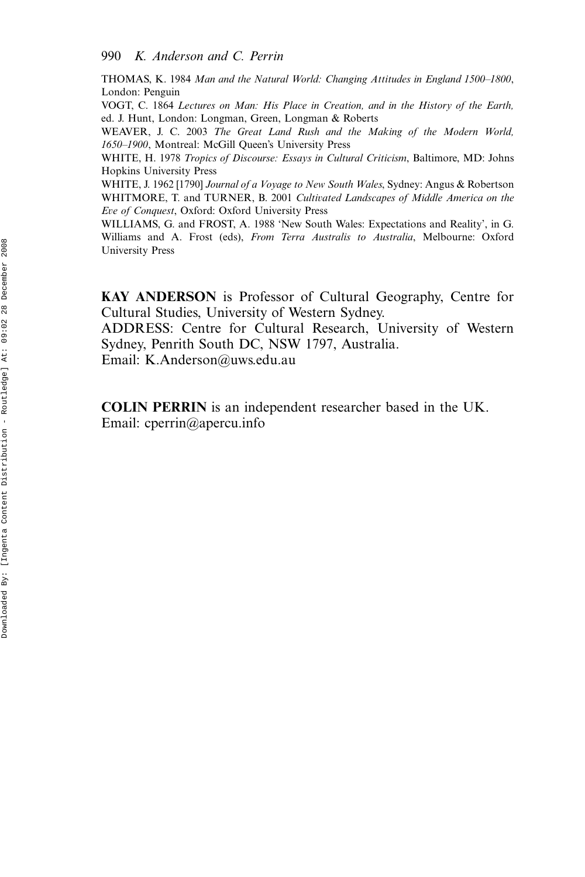THOMAS, K. 1984 *Man and the Natural World: Changing Attitudes in England 1500–1800*, London: Penguin

VOGT, C. 1864 *Lectures on Man: His Place in Creation, and in the History of the Earth,* ed. J. Hunt, London: Longman, Green, Longman & Roberts

WEAVER, J. C. 2003 *The Great Land Rush and the Making of the Modern World, 1650–1900*, Montreal: McGill Queen's University Press

WHITE, H. 1978 *Tropics of Discourse: Essays in Cultural Criticism*, Baltimore, MD: Johns Hopkins University Press

WHITE, J. 1962 [1790] *Journal of a Voyage to New South Wales*, Sydney: Angus & Robertson

WHITMORE, T. and TURNER, B. 2001 *Cultivated Landscapes of Middle America on the Eve of Conquest*, Oxford: Oxford University Press

WILLIAMS, G. and FROST, A. 1988 'New South Wales: Expectations and Reality', in G. Williams and A. Frost (eds), *From Terra Australis to Australia*, Melbourne: Oxford University Press

**KAY ANDERSON** is Professor of Cultural Geography, Centre for Cultural Studies, University of Western Sydney.
ADDRESS: Centre for Cultural Research, University of Western Sydney, Penrith South DC, NSW 1797, Australia.
Email: K.Anderson@uws.edu.au

**COLIN PERRIN** is an independent researcher based in the UK.
Email: cperrin@apercu.info